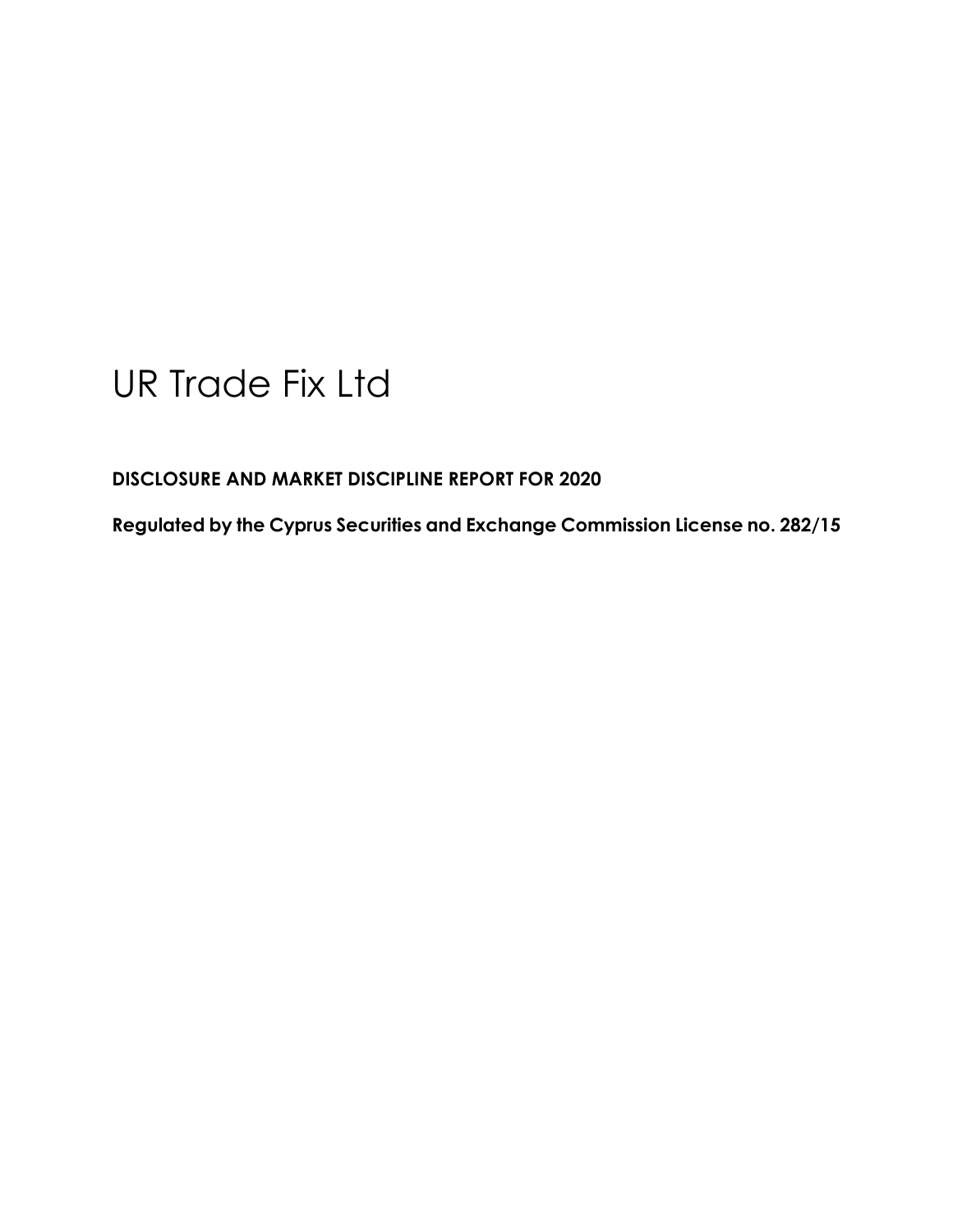# UR Trade Fix Ltd

**DISCLOSURE AND MARKET DISCIPLINE REPORT FOR 2020**

**Regulated by the Cyprus Securities and Exchange Commission License no. 282/15**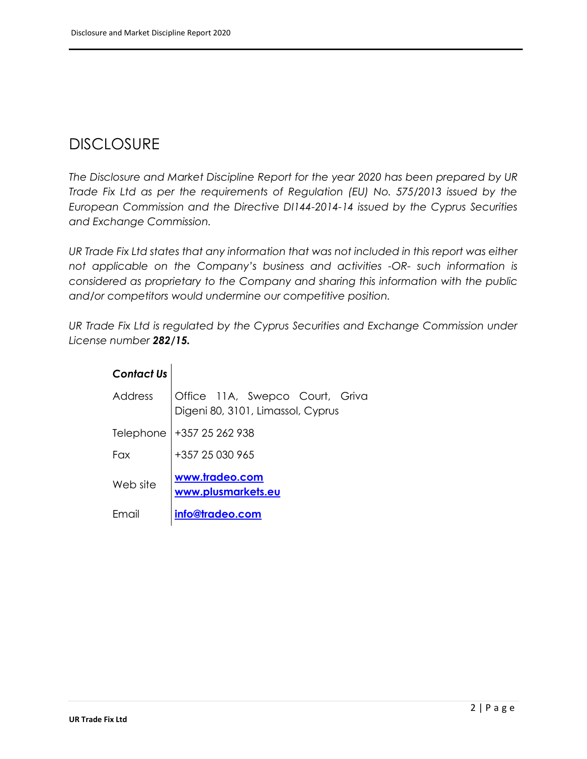# DISCLOSURE

*The Disclosure and Market Discipline Report for the year 2020 has been prepared by UR Trade Fix Ltd as per the requirements of Regulation (EU) No. 575/2013 issued by the European Commission and the Directive DI144-2014-14 issued by the Cyprus Securities and Exchange Commission.*

*UR Trade Fix Ltd states that any information that was not included in this report was either not applicable on the Company's business and activities -OR- such information is considered as proprietary to the Company and sharing this information with the public and/or competitors would undermine our competitive position.*

*UR Trade Fix Ltd is regulated by the Cyprus Securities and Exchange Commission under License number* ***282/15.***

| ***Contact Us*** | |
|---|---|
| Address | Office 11A, Swepco Court, Griva Digeni 80, 3101, Limassol, Cyprus |
| Telephone | +357 25 262 938 |
| Fax | +357 25 030 965 |
| Web site | **www.tradeo.com**<br>**www.plusmarkets.eu** |
| Email | **info@tradeo.com** |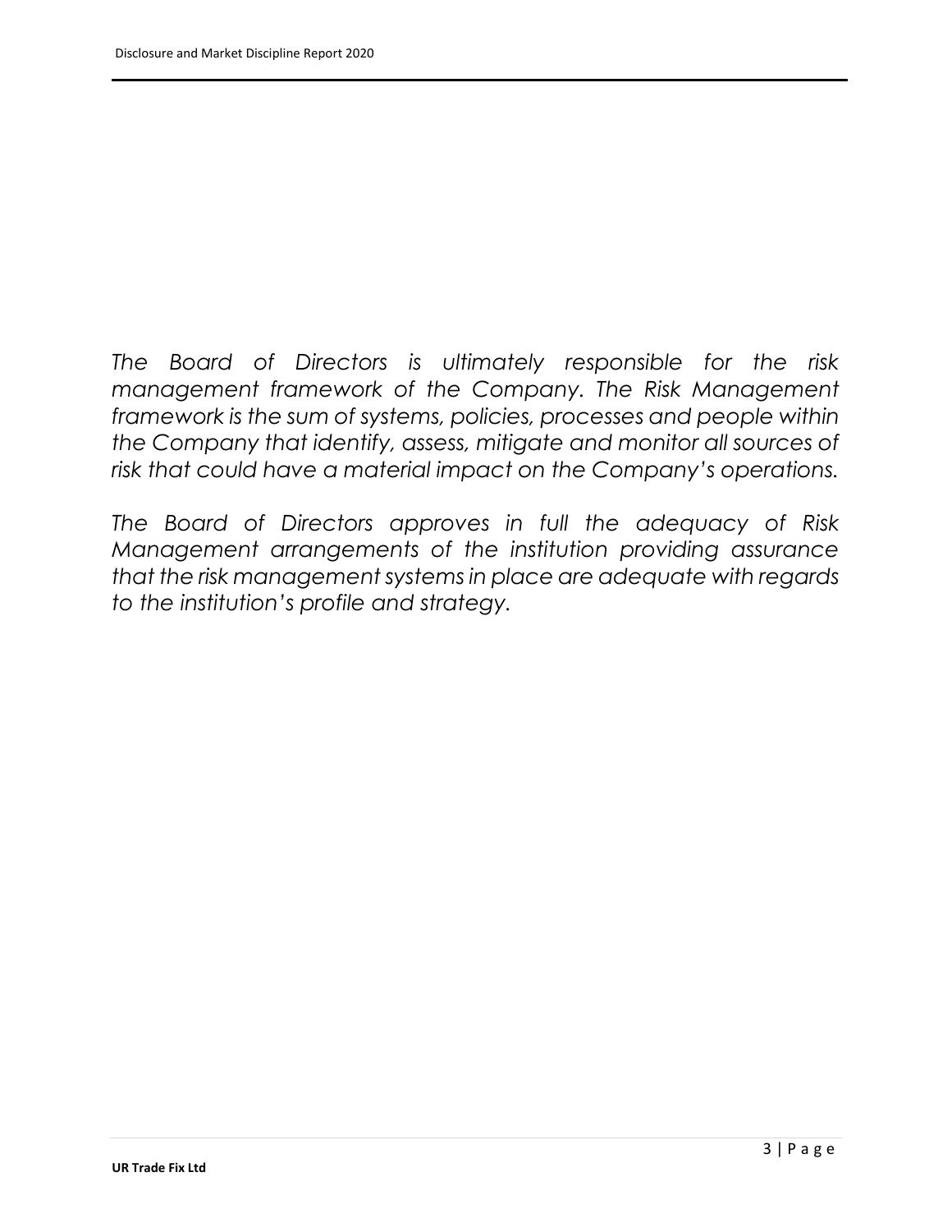*The Board of Directors is ultimately responsible for the risk management framework of the Company. The Risk Management framework is the sum of systems, policies, processes and people within the Company that identify, assess, mitigate and monitor all sources of risk that could have a material impact on the Company's operations.*

*The Board of Directors approves in full the adequacy of Risk Management arrangements of the institution providing assurance that the risk management systems in place are adequate with regards to the institution's profile and strategy.*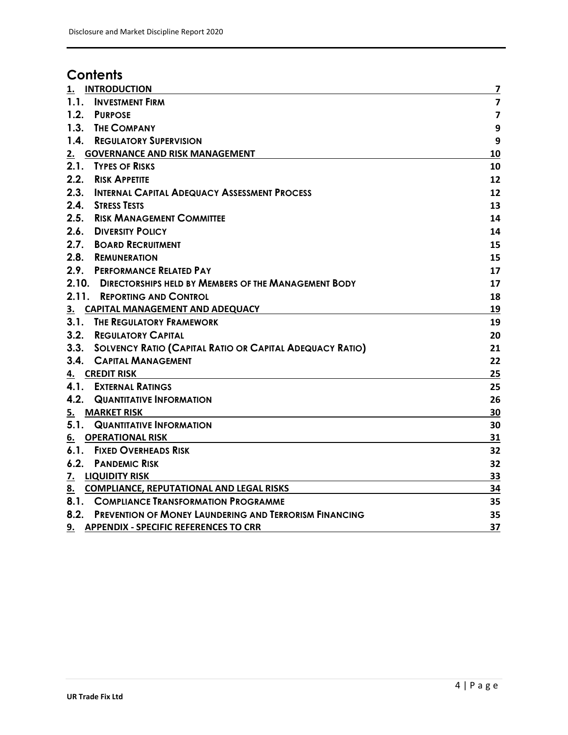# Contents

| | |
|---|---|
| **1. INTRODUCTION** | **7** |
| 1.1. INVESTMENT FIRM | 7 |
| 1.2. PURPOSE | 7 |
| 1.3. THE COMPANY | 9 |
| 1.4. REGULATORY SUPERVISION | 9 |
| **2. GOVERNANCE AND RISK MANAGEMENT** | **10** |
| 2.1. TYPES OF RISKS | 10 |
| 2.2. RISK APPETITE | 12 |
| 2.3. INTERNAL CAPITAL ADEQUACY ASSESSMENT PROCESS | 12 |
| 2.4. STRESS TESTS | 13 |
| 2.5. RISK MANAGEMENT COMMITTEE | 14 |
| 2.6. DIVERSITY POLICY | 14 |
| 2.7. BOARD RECRUITMENT | 15 |
| 2.8. REMUNERATION | 15 |
| 2.9. PERFORMANCE RELATED PAY | 17 |
| 2.10. DIRECTORSHIPS HELD BY MEMBERS OF THE MANAGEMENT BODY | 17 |
| 2.11. REPORTING AND CONTROL | 18 |
| **3. CAPITAL MANAGEMENT AND ADEQUACY** | **19** |
| 3.1. THE REGULATORY FRAMEWORK | 19 |
| 3.2. REGULATORY CAPITAL | 20 |
| 3.3. SOLVENCY RATIO (CAPITAL RATIO OR CAPITAL ADEQUACY RATIO) | 21 |
| 3.4. CAPITAL MANAGEMENT | 22 |
| **4. CREDIT RISK** | **25** |
| 4.1. EXTERNAL RATINGS | 25 |
| 4.2. QUANTITATIVE INFORMATION | 26 |
| **5. MARKET RISK** | **30** |
| 5.1. QUANTITATIVE INFORMATION | 30 |
| **6. OPERATIONAL RISK** | **31** |
| 6.1. FIXED OVERHEADS RISK | 32 |
| 6.2. PANDEMIC RISK | 32 |
| **7. LIQUIDITY RISK** | **33** |
| **8. COMPLIANCE, REPUTATIONAL AND LEGAL RISKS** | **34** |
| 8.1. COMPLIANCE TRANSFORMATION PROGRAMME | 35 |
| 8.2. PREVENTION OF MONEY LAUNDERING AND TERRORISM FINANCING | 35 |
| **9. APPENDIX - SPECIFIC REFERENCES TO CRR** | **37** |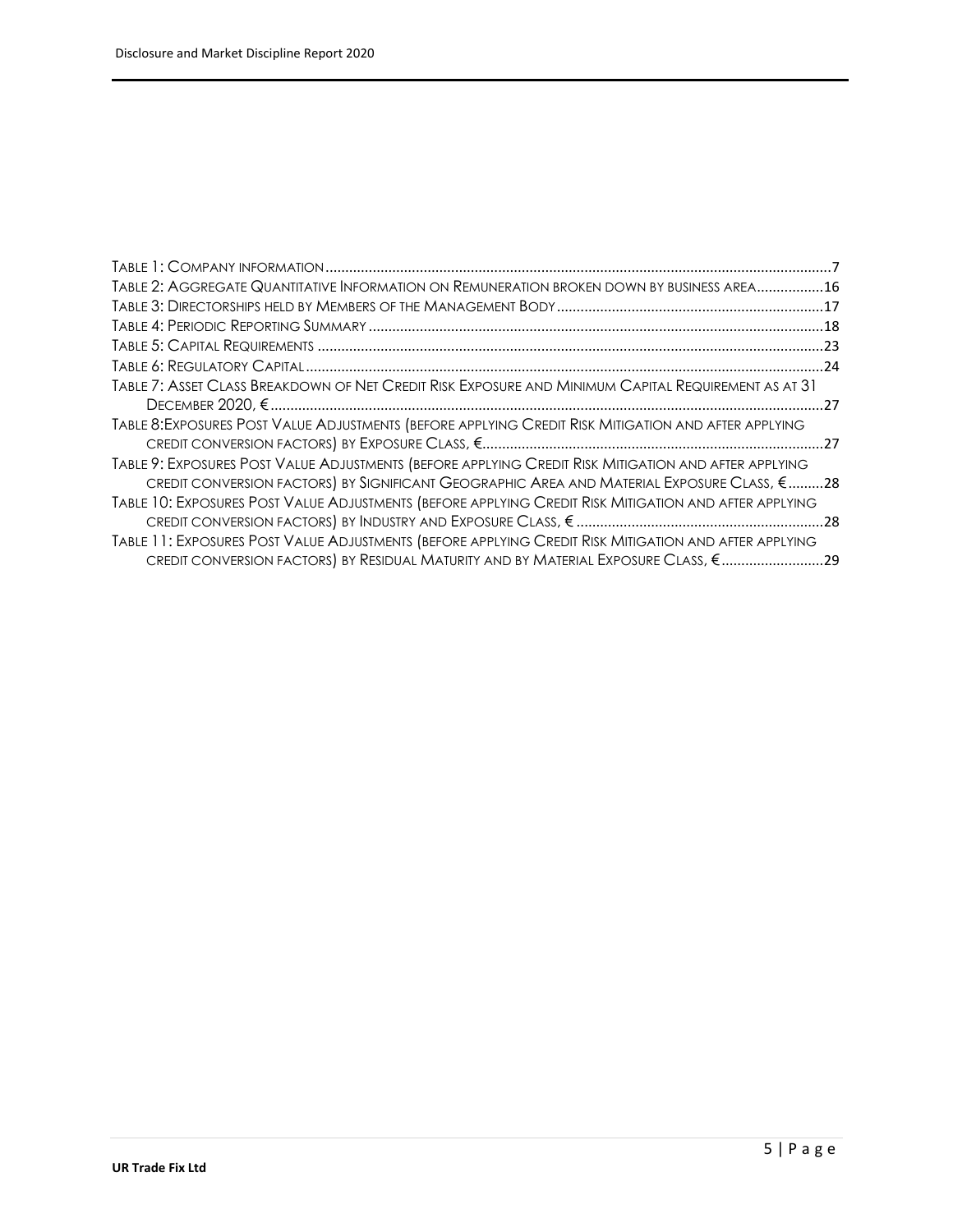Table 1: Company information ....................................................................................................................... 7

Table 2: Aggregate Quantitative Information on Remuneration broken down by business area ................. 16

Table 3: Directorships held by Members of the Management Body ..................................................................... 17

Table 4: Periodic Reporting Summary ................................................................................................................... 18

Table 5: Capital Requirements .............................................................................................................................. 23

Table 6: Regulatory Capital .................................................................................................................................... 24

Table 7: Asset Class Breakdown of Net Credit Risk Exposure and Minimum Capital Requirement as at 31 December 2020, € ................................................................................................................................................ 27

Table 8: Exposures Post Value Adjustments (before applying Credit Risk Mitigation and after applying credit conversion factors) by Exposure Class, € ........................................................................................................ 27

Table 9: Exposures Post Value Adjustments (before applying Credit Risk Mitigation and after applying credit conversion factors) by Significant Geographic Area and Material Exposure Class, € ......... 28

Table 10: Exposures Post Value Adjustments (before applying Credit Risk Mitigation and after applying credit conversion factors) by Industry and Exposure Class, € ............................................................... 28

Table 11: Exposures Post Value Adjustments (before applying Credit Risk Mitigation and after applying credit conversion factors) by Residual Maturity and by Material Exposure Class, € .......................... 29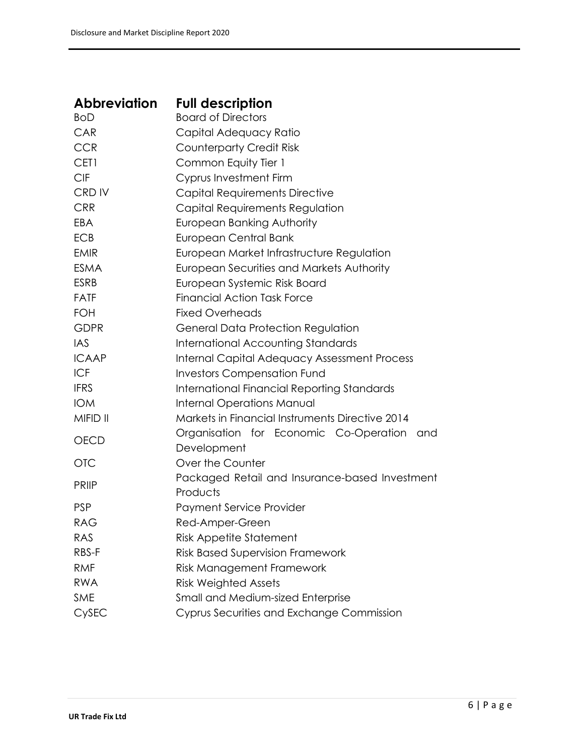| Abbreviation | Full description |
|---|---|
| BoD | Board of Directors |
| CAR | Capital Adequacy Ratio |
| CCR | Counterparty Credit Risk |
| CET1 | Common Equity Tier 1 |
| CIF | Cyprus Investment Firm |
| CRD IV | Capital Requirements Directive |
| CRR | Capital Requirements Regulation |
| EBA | European Banking Authority |
| ECB | European Central Bank |
| EMIR | European Market Infrastructure Regulation |
| ESMA | European Securities and Markets Authority |
| ESRB | European Systemic Risk Board |
| FATF | Financial Action Task Force |
| FOH | Fixed Overheads |
| GDPR | General Data Protection Regulation |
| IAS | International Accounting Standards |
| ICAAP | Internal Capital Adequacy Assessment Process |
| ICF | Investors Compensation Fund |
| IFRS | International Financial Reporting Standards |
| IOM | Internal Operations Manual |
| MIFID II | Markets in Financial Instruments Directive 2014 |
| OECD | Organisation for Economic Co-Operation and Development |
| OTC | Over the Counter |
| PRIIP | Packaged Retail and Insurance-based Investment Products |
| PSP | Payment Service Provider |
| RAG | Red-Amper-Green |
| RAS | Risk Appetite Statement |
| RBS-F | Risk Based Supervision Framework |
| RMF | Risk Management Framework |
| RWA | Risk Weighted Assets |
| SME | Small and Medium-sized Enterprise |
| CySEC | Cyprus Securities and Exchange Commission |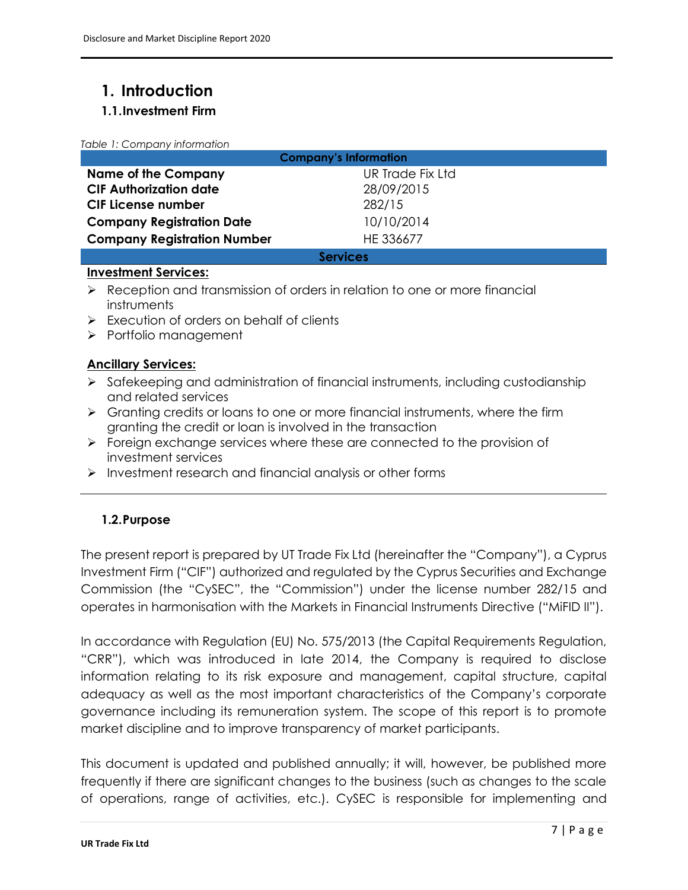# 1. Introduction

## 1.1. Investment Firm

*Table 1: Company information*

| Company's Information | |
|---|---|
| **Name of the Company** | UR Trade Fix Ltd |
| **CIF Authorization date** | 28/09/2015 |
| **CIF License number** | 282/15 |
| **Company Registration Date** | 10/10/2014 |
| **Company Registration Number** | HE 336677 |
| **Services** | |

**Investment Services:**

- Reception and transmission of orders in relation to one or more financial instruments
- Execution of orders on behalf of clients
- Portfolio management

**Ancillary Services:**

- Safekeeping and administration of financial instruments, including custodianship and related services
- Granting credits or loans to one or more financial instruments, where the firm granting the credit or loan is involved in the transaction
- Foreign exchange services where these are connected to the provision of investment services
- Investment research and financial analysis or other forms

## 1.2. Purpose

The present report is prepared by UT Trade Fix Ltd (hereinafter the "Company"), a Cyprus Investment Firm ("CIF") authorized and regulated by the Cyprus Securities and Exchange Commission (the "CySEC", the "Commission") under the license number 282/15 and operates in harmonisation with the Markets in Financial Instruments Directive ("MiFID II").

In accordance with Regulation (EU) No. 575/2013 (the Capital Requirements Regulation, "CRR"), which was introduced in late 2014, the Company is required to disclose information relating to its risk exposure and management, capital structure, capital adequacy as well as the most important characteristics of the Company's corporate governance including its remuneration system. The scope of this report is to promote market discipline and to improve transparency of market participants.

This document is updated and published annually; it will, however, be published more frequently if there are significant changes to the business (such as changes to the scale of operations, range of activities, etc.). CySEC is responsible for implementing and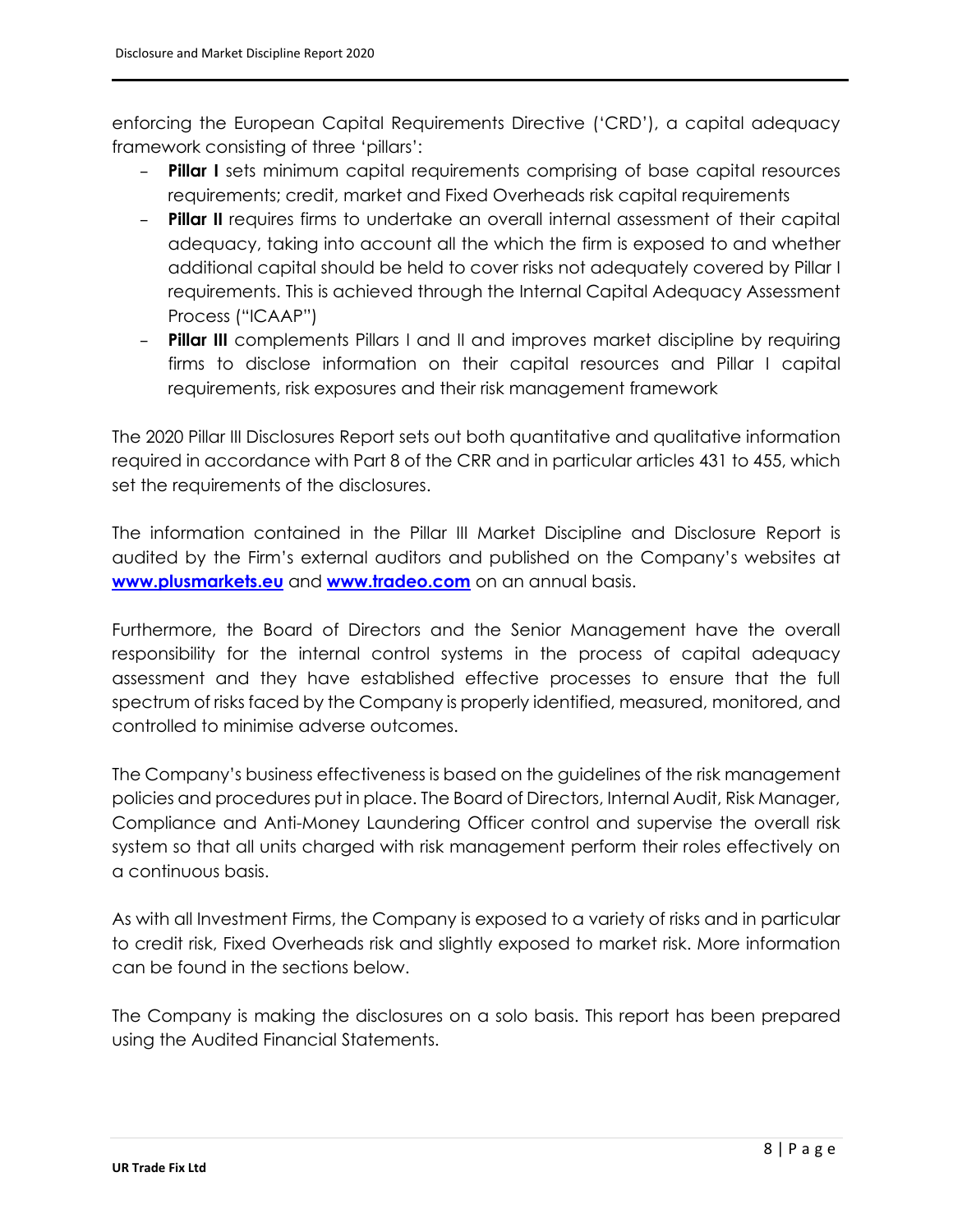enforcing the European Capital Requirements Directive ('CRD'), a capital adequacy framework consisting of three 'pillars':

- **Pillar I** sets minimum capital requirements comprising of base capital resources requirements; credit, market and Fixed Overheads risk capital requirements
- **Pillar II** requires firms to undertake an overall internal assessment of their capital adequacy, taking into account all the which the firm is exposed to and whether additional capital should be held to cover risks not adequately covered by Pillar I requirements. This is achieved through the Internal Capital Adequacy Assessment Process ("ICAAP")
- **Pillar III** complements Pillars I and II and improves market discipline by requiring firms to disclose information on their capital resources and Pillar I capital requirements, risk exposures and their risk management framework

The 2020 Pillar III Disclosures Report sets out both quantitative and qualitative information required in accordance with Part 8 of the CRR and in particular articles 431 to 455, which set the requirements of the disclosures.

The information contained in the Pillar III Market Discipline and Disclosure Report is audited by the Firm's external auditors and published on the Company's websites at **[www.plusmarkets.eu](www.plusmarkets.eu)** and **[www.tradeo.com](www.tradeo.com)** on an annual basis.

Furthermore, the Board of Directors and the Senior Management have the overall responsibility for the internal control systems in the process of capital adequacy assessment and they have established effective processes to ensure that the full spectrum of risks faced by the Company is properly identified, measured, monitored, and controlled to minimise adverse outcomes.

The Company's business effectiveness is based on the guidelines of the risk management policies and procedures put in place. The Board of Directors, Internal Audit, Risk Manager, Compliance and Anti-Money Laundering Officer control and supervise the overall risk system so that all units charged with risk management perform their roles effectively on a continuous basis.

As with all Investment Firms, the Company is exposed to a variety of risks and in particular to credit risk, Fixed Overheads risk and slightly exposed to market risk. More information can be found in the sections below.

The Company is making the disclosures on a solo basis. This report has been prepared using the Audited Financial Statements.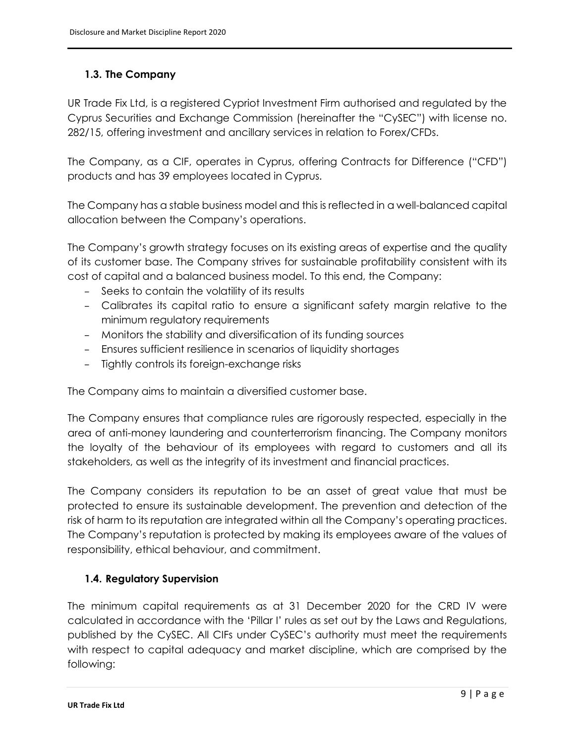## 1.3. The Company

UR Trade Fix Ltd, is a registered Cypriot Investment Firm authorised and regulated by the Cyprus Securities and Exchange Commission (hereinafter the "CySEC") with license no. 282/15, offering investment and ancillary services in relation to Forex/CFDs.

The Company, as a CIF, operates in Cyprus, offering Contracts for Difference ("CFD") products and has 39 employees located in Cyprus.

The Company has a stable business model and this is reflected in a well-balanced capital allocation between the Company's operations.

The Company's growth strategy focuses on its existing areas of expertise and the quality of its customer base. The Company strives for sustainable profitability consistent with its cost of capital and a balanced business model. To this end, the Company:

- Seeks to contain the volatility of its results
- Calibrates its capital ratio to ensure a significant safety margin relative to the minimum regulatory requirements
- Monitors the stability and diversification of its funding sources
- Ensures sufficient resilience in scenarios of liquidity shortages
- Tightly controls its foreign-exchange risks

The Company aims to maintain a diversified customer base.

The Company ensures that compliance rules are rigorously respected, especially in the area of anti-money laundering and counterterrorism financing. The Company monitors the loyalty of the behaviour of its employees with regard to customers and all its stakeholders, as well as the integrity of its investment and financial practices.

The Company considers its reputation to be an asset of great value that must be protected to ensure its sustainable development. The prevention and detection of the risk of harm to its reputation are integrated within all the Company's operating practices. The Company's reputation is protected by making its employees aware of the values of responsibility, ethical behaviour, and commitment.

## 1.4. Regulatory Supervision

The minimum capital requirements as at 31 December 2020 for the CRD IV were calculated in accordance with the 'Pillar I' rules as set out by the Laws and Regulations, published by the CySEC. All CIFs under CySEC's authority must meet the requirements with respect to capital adequacy and market discipline, which are comprised by the following: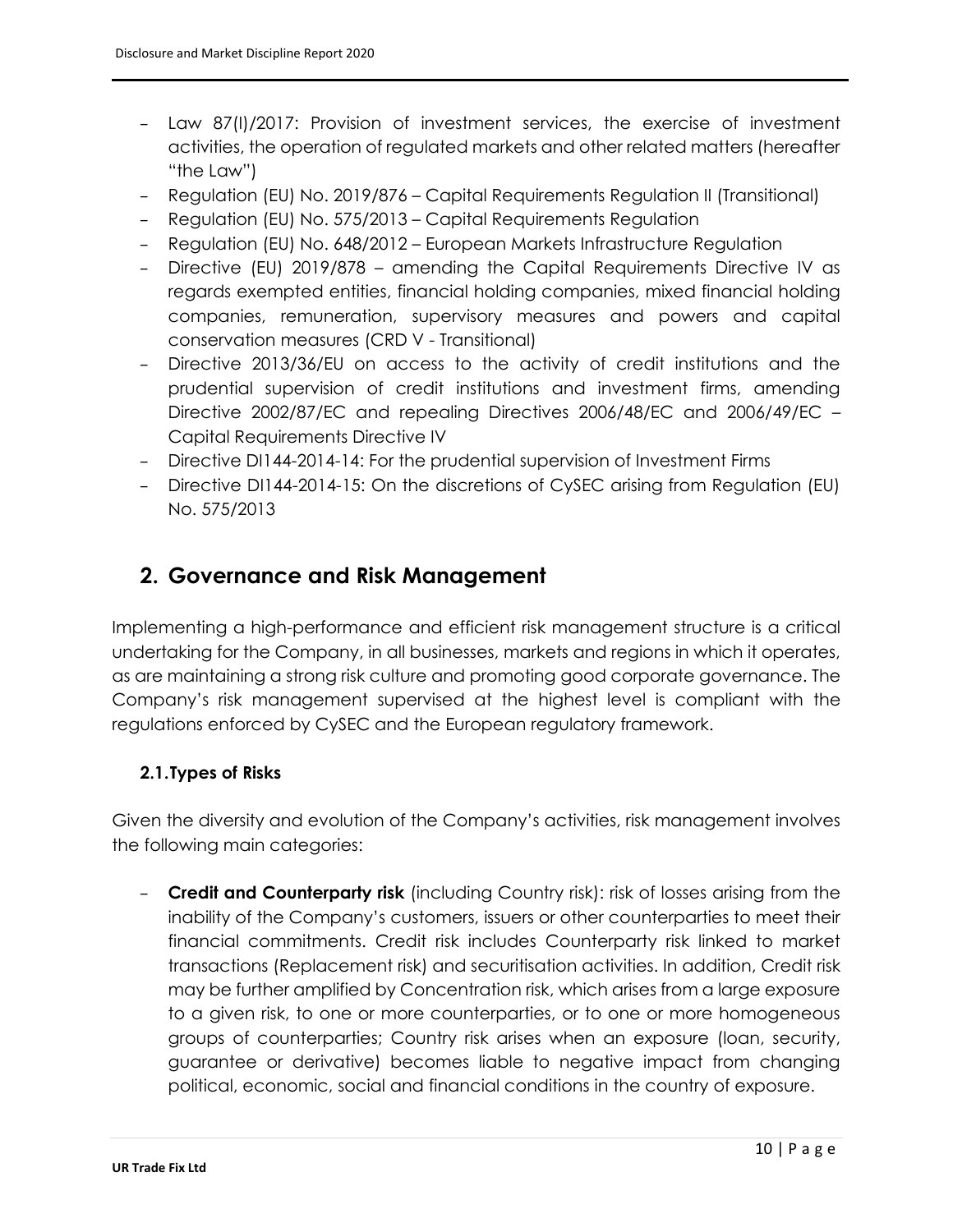- Law 87(I)/2017: Provision of investment services, the exercise of investment activities, the operation of regulated markets and other related matters (hereafter "the Law")
- Regulation (EU) No. 2019/876 – Capital Requirements Regulation II (Transitional)
- Regulation (EU) No. 575/2013 – Capital Requirements Regulation
- Regulation (EU) No. 648/2012 – European Markets Infrastructure Regulation
- Directive (EU) 2019/878 – amending the Capital Requirements Directive IV as regards exempted entities, financial holding companies, mixed financial holding companies, remuneration, supervisory measures and powers and capital conservation measures (CRD V - Transitional)
- Directive 2013/36/EU on access to the activity of credit institutions and the prudential supervision of credit institutions and investment firms, amending Directive 2002/87/EC and repealing Directives 2006/48/EC and 2006/49/EC – Capital Requirements Directive IV
- Directive DI144-2014-14: For the prudential supervision of Investment Firms
- Directive DI144-2014-15: On the discretions of CySEC arising from Regulation (EU) No. 575/2013

## 2. Governance and Risk Management

Implementing a high-performance and efficient risk management structure is a critical undertaking for the Company, in all businesses, markets and regions in which it operates, as are maintaining a strong risk culture and promoting good corporate governance. The Company's risk management supervised at the highest level is compliant with the regulations enforced by CySEC and the European regulatory framework.

### 2.1. Types of Risks

Given the diversity and evolution of the Company's activities, risk management involves the following main categories:

- **Credit and Counterparty risk** (including Country risk): risk of losses arising from the inability of the Company's customers, issuers or other counterparties to meet their financial commitments. Credit risk includes Counterparty risk linked to market transactions (Replacement risk) and securitisation activities. In addition, Credit risk may be further amplified by Concentration risk, which arises from a large exposure to a given risk, to one or more counterparties, or to one or more homogeneous groups of counterparties; Country risk arises when an exposure (loan, security, guarantee or derivative) becomes liable to negative impact from changing political, economic, social and financial conditions in the country of exposure.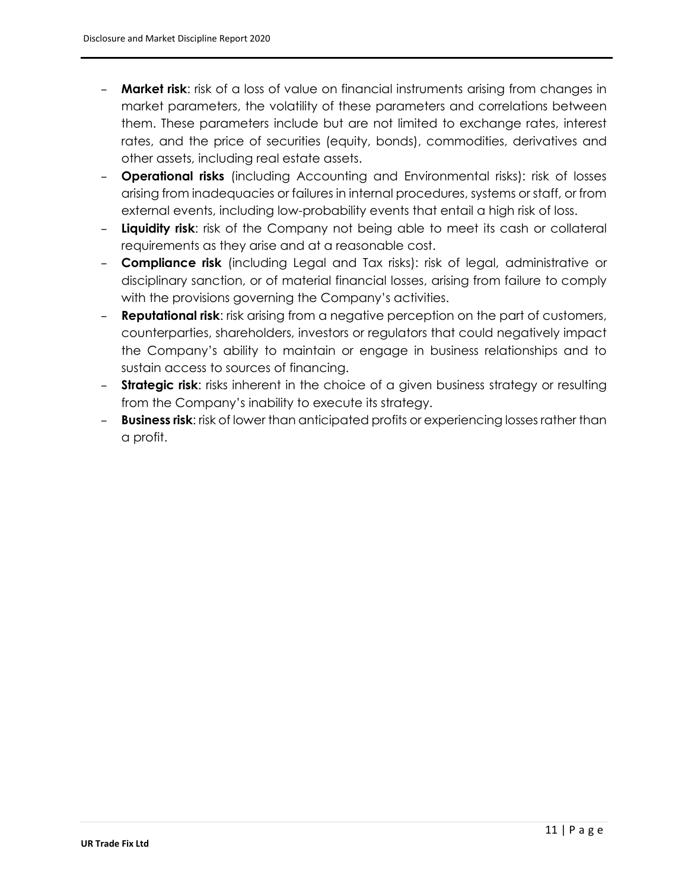- **Market risk**: risk of a loss of value on financial instruments arising from changes in market parameters, the volatility of these parameters and correlations between them. These parameters include but are not limited to exchange rates, interest rates, and the price of securities (equity, bonds), commodities, derivatives and other assets, including real estate assets.
- **Operational risks** (including Accounting and Environmental risks): risk of losses arising from inadequacies or failures in internal procedures, systems or staff, or from external events, including low-probability events that entail a high risk of loss.
- **Liquidity risk**: risk of the Company not being able to meet its cash or collateral requirements as they arise and at a reasonable cost.
- **Compliance risk** (including Legal and Tax risks): risk of legal, administrative or disciplinary sanction, or of material financial losses, arising from failure to comply with the provisions governing the Company's activities.
- **Reputational risk**: risk arising from a negative perception on the part of customers, counterparties, shareholders, investors or regulators that could negatively impact the Company's ability to maintain or engage in business relationships and to sustain access to sources of financing.
- **Strategic risk**: risks inherent in the choice of a given business strategy or resulting from the Company's inability to execute its strategy.
- **Business risk**: risk of lower than anticipated profits or experiencing losses rather than a profit.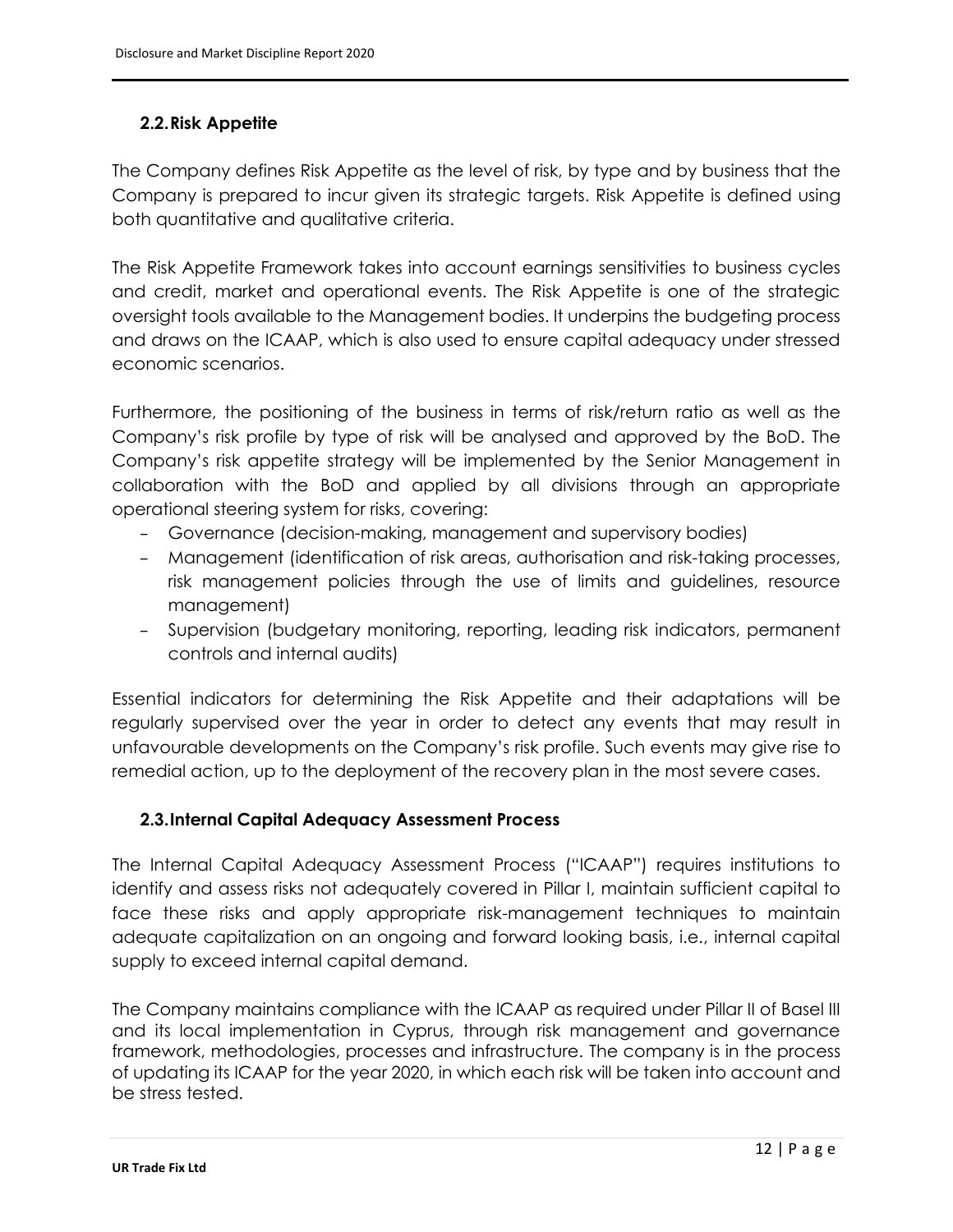## 2.2. Risk Appetite

The Company defines Risk Appetite as the level of risk, by type and by business that the Company is prepared to incur given its strategic targets. Risk Appetite is defined using both quantitative and qualitative criteria.

The Risk Appetite Framework takes into account earnings sensitivities to business cycles and credit, market and operational events. The Risk Appetite is one of the strategic oversight tools available to the Management bodies. It underpins the budgeting process and draws on the ICAAP, which is also used to ensure capital adequacy under stressed economic scenarios.

Furthermore, the positioning of the business in terms of risk/return ratio as well as the Company's risk profile by type of risk will be analysed and approved by the BoD. The Company's risk appetite strategy will be implemented by the Senior Management in collaboration with the BoD and applied by all divisions through an appropriate operational steering system for risks, covering:

- Governance (decision-making, management and supervisory bodies)
- Management (identification of risk areas, authorisation and risk-taking processes, risk management policies through the use of limits and guidelines, resource management)
- Supervision (budgetary monitoring, reporting, leading risk indicators, permanent controls and internal audits)

Essential indicators for determining the Risk Appetite and their adaptations will be regularly supervised over the year in order to detect any events that may result in unfavourable developments on the Company's risk profile. Such events may give rise to remedial action, up to the deployment of the recovery plan in the most severe cases.

## 2.3. Internal Capital Adequacy Assessment Process

The Internal Capital Adequacy Assessment Process ("ICAAP") requires institutions to identify and assess risks not adequately covered in Pillar I, maintain sufficient capital to face these risks and apply appropriate risk-management techniques to maintain adequate capitalization on an ongoing and forward looking basis, i.e., internal capital supply to exceed internal capital demand.

The Company maintains compliance with the ICAAP as required under Pillar II of Basel III and its local implementation in Cyprus, through risk management and governance framework, methodologies, processes and infrastructure. The company is in the process of updating its ICAAP for the year 2020, in which each risk will be taken into account and be stress tested.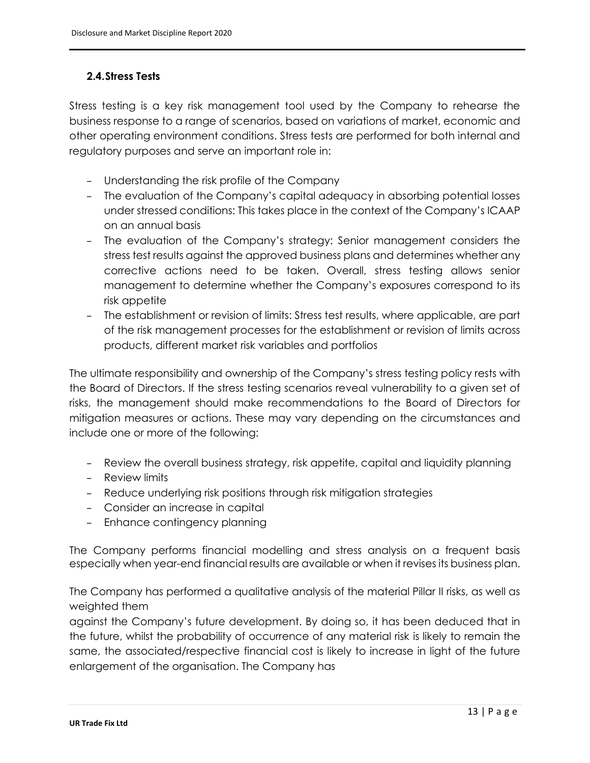### 2.4. Stress Tests

Stress testing is a key risk management tool used by the Company to rehearse the business response to a range of scenarios, based on variations of market, economic and other operating environment conditions. Stress tests are performed for both internal and regulatory purposes and serve an important role in:

- Understanding the risk profile of the Company
- The evaluation of the Company's capital adequacy in absorbing potential losses under stressed conditions: This takes place in the context of the Company's ICAAP on an annual basis
- The evaluation of the Company's strategy: Senior management considers the stress test results against the approved business plans and determines whether any corrective actions need to be taken. Overall, stress testing allows senior management to determine whether the Company's exposures correspond to its risk appetite
- The establishment or revision of limits: Stress test results, where applicable, are part of the risk management processes for the establishment or revision of limits across products, different market risk variables and portfolios

The ultimate responsibility and ownership of the Company's stress testing policy rests with the Board of Directors. If the stress testing scenarios reveal vulnerability to a given set of risks, the management should make recommendations to the Board of Directors for mitigation measures or actions. These may vary depending on the circumstances and include one or more of the following:

- Review the overall business strategy, risk appetite, capital and liquidity planning
- Review limits
- Reduce underlying risk positions through risk mitigation strategies
- Consider an increase in capital
- Enhance contingency planning

The Company performs financial modelling and stress analysis on a frequent basis especially when year-end financial results are available or when it revises its business plan.

The Company has performed a qualitative analysis of the material Pillar II risks, as well as weighted them against the Company's future development. By doing so, it has been deduced that in the future, whilst the probability of occurrence of any material risk is likely to remain the same, the associated/respective financial cost is likely to increase in light of the future enlargement of the organisation. The Company has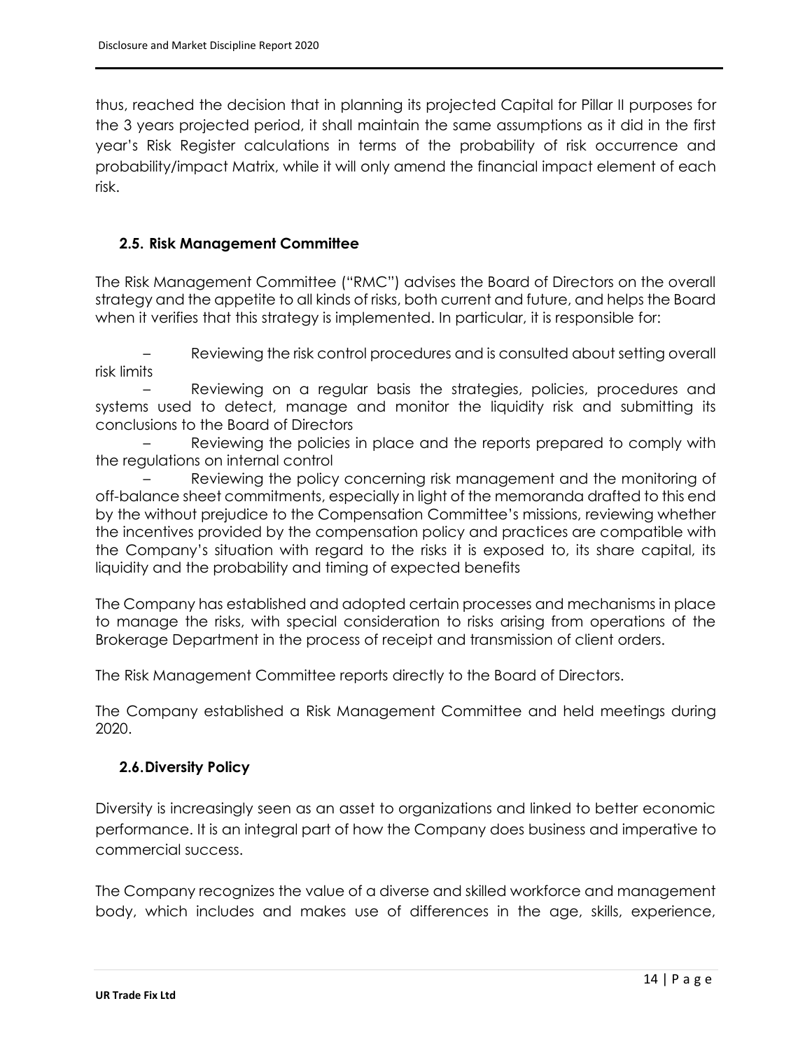thus, reached the decision that in planning its projected Capital for Pillar II purposes for the 3 years projected period, it shall maintain the same assumptions as it did in the first year's Risk Register calculations in terms of the probability of risk occurrence and probability/impact Matrix, while it will only amend the financial impact element of each risk.

### 2.5. Risk Management Committee

The Risk Management Committee ("RMC") advises the Board of Directors on the overall strategy and the appetite to all kinds of risks, both current and future, and helps the Board when it verifies that this strategy is implemented. In particular, it is responsible for:

- Reviewing the risk control procedures and is consulted about setting overall risk limits
- Reviewing on a regular basis the strategies, policies, procedures and systems used to detect, manage and monitor the liquidity risk and submitting its conclusions to the Board of Directors
- Reviewing the policies in place and the reports prepared to comply with the regulations on internal control
- Reviewing the policy concerning risk management and the monitoring of off-balance sheet commitments, especially in light of the memoranda drafted to this end by the without prejudice to the Compensation Committee's missions, reviewing whether the incentives provided by the compensation policy and practices are compatible with the Company's situation with regard to the risks it is exposed to, its share capital, its liquidity and the probability and timing of expected benefits

The Company has established and adopted certain processes and mechanisms in place to manage the risks, with special consideration to risks arising from operations of the Brokerage Department in the process of receipt and transmission of client orders.

The Risk Management Committee reports directly to the Board of Directors.

The Company established a Risk Management Committee and held meetings during 2020.

### 2.6. Diversity Policy

Diversity is increasingly seen as an asset to organizations and linked to better economic performance. It is an integral part of how the Company does business and imperative to commercial success.

The Company recognizes the value of a diverse and skilled workforce and management body, which includes and makes use of differences in the age, skills, experience,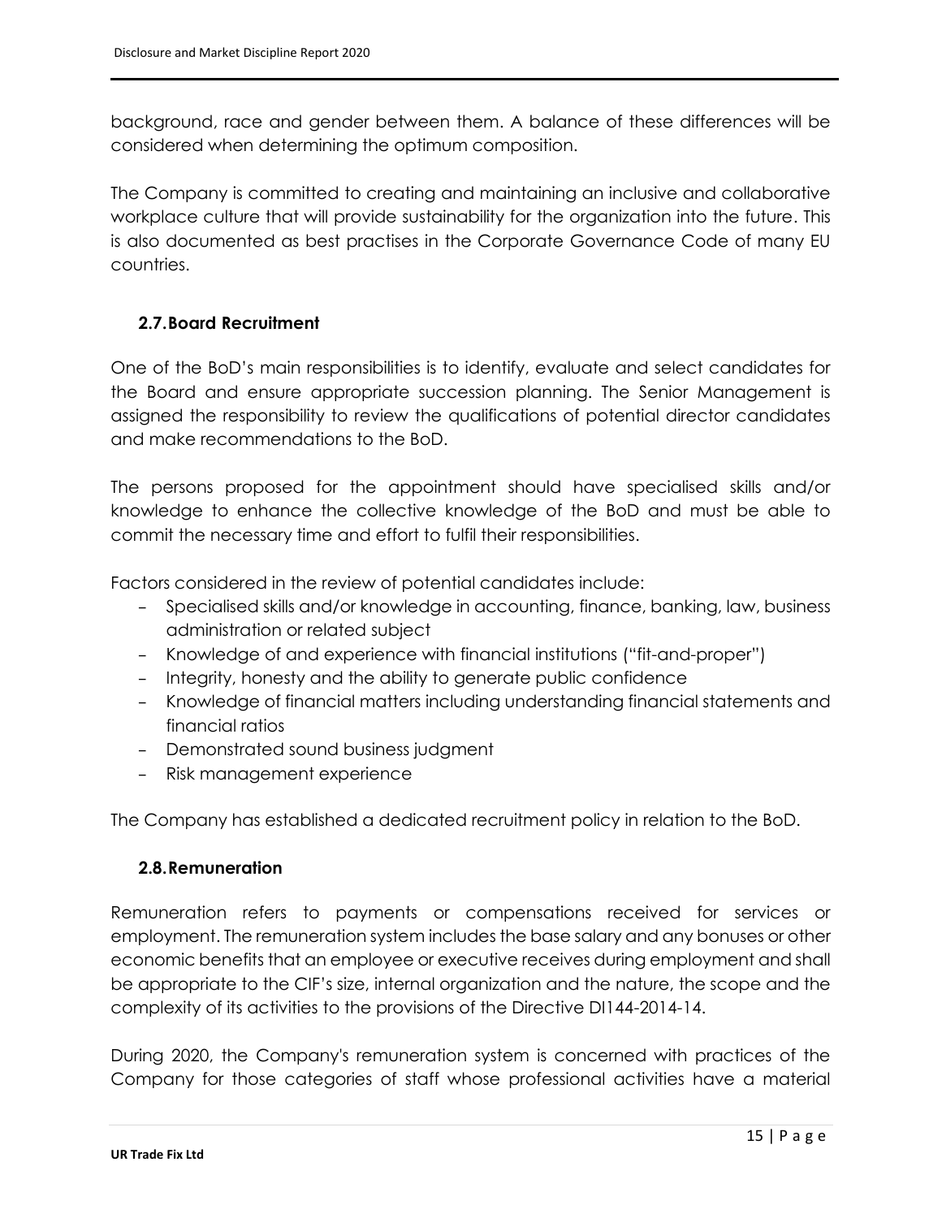background, race and gender between them. A balance of these differences will be considered when determining the optimum composition.

The Company is committed to creating and maintaining an inclusive and collaborative workplace culture that will provide sustainability for the organization into the future. This is also documented as best practises in the Corporate Governance Code of many EU countries.

### 2.7. Board Recruitment

One of the BoD's main responsibilities is to identify, evaluate and select candidates for the Board and ensure appropriate succession planning. The Senior Management is assigned the responsibility to review the qualifications of potential director candidates and make recommendations to the BoD.

The persons proposed for the appointment should have specialised skills and/or knowledge to enhance the collective knowledge of the BoD and must be able to commit the necessary time and effort to fulfil their responsibilities.

Factors considered in the review of potential candidates include:

- Specialised skills and/or knowledge in accounting, finance, banking, law, business administration or related subject
- Knowledge of and experience with financial institutions ("fit-and-proper")
- Integrity, honesty and the ability to generate public confidence
- Knowledge of financial matters including understanding financial statements and financial ratios
- Demonstrated sound business judgment
- Risk management experience

The Company has established a dedicated recruitment policy in relation to the BoD.

### 2.8. Remuneration

Remuneration refers to payments or compensations received for services or employment. The remuneration system includes the base salary and any bonuses or other economic benefits that an employee or executive receives during employment and shall be appropriate to the CIF's size, internal organization and the nature, the scope and the complexity of its activities to the provisions of the Directive DI144-2014-14.

During 2020, the Company's remuneration system is concerned with practices of the Company for those categories of staff whose professional activities have a material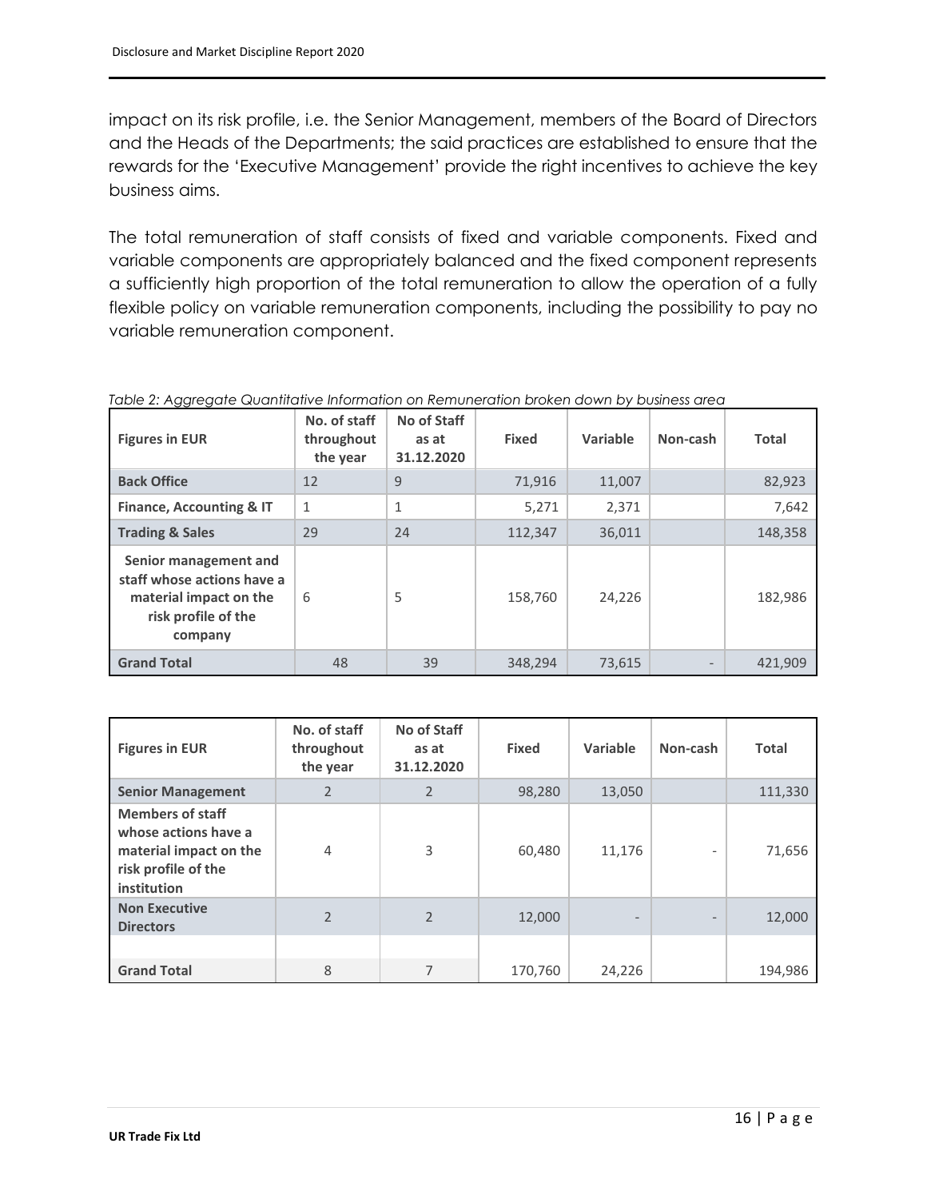impact on its risk profile, i.e. the Senior Management, members of the Board of Directors and the Heads of the Departments; the said practices are established to ensure that the rewards for the 'Executive Management' provide the right incentives to achieve the key business aims.

The total remuneration of staff consists of fixed and variable components. Fixed and variable components are appropriately balanced and the fixed component represents a sufficiently high proportion of the total remuneration to allow the operation of a fully flexible policy on variable remuneration components, including the possibility to pay no variable remuneration component.

*Table 2: Aggregate Quantitative Information on Remuneration broken down by business area*

| Figures in EUR | No. of staff throughout the year | No of Staff as at 31.12.2020 | Fixed | Variable | Non-cash | Total |
|---|---|---|---|---|---|---|
| **Back Office** | 12 | 9 | 71,916 | 11,007 | | 82,923 |
| **Finance, Accounting & IT** | 1 | 1 | 5,271 | 2,371 | | 7,642 |
| **Trading & Sales** | 29 | 24 | 112,347 | 36,011 | | 148,358 |
| **Senior management and staff whose actions have a material impact on the risk profile of the company** | 6 | 5 | 158,760 | 24,226 | | 182,986 |
| **Grand Total** | 48 | 39 | 348,294 | 73,615 | - | 421,909 |

| Figures in EUR | No. of staff throughout the year | No of Staff as at 31.12.2020 | Fixed | Variable | Non-cash | Total |
|---|---|---|---|---|---|---|
| **Senior Management** | 2 | 2 | 98,280 | 13,050 | | 111,330 |
| **Members of staff whose actions have a material impact on the risk profile of the institution** | 4 | 3 | 60,480 | 11,176 | - | 71,656 |
| **Non Executive Directors** | 2 | 2 | 12,000 | - | - | 12,000 |
| | | | | | | |
| **Grand Total** | 8 | 7 | 170,760 | 24,226 | | 194,986 |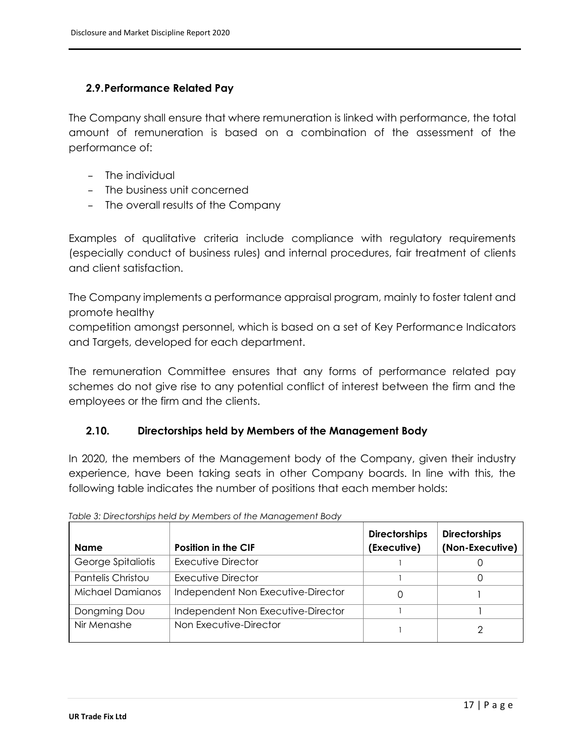## 2.9. Performance Related Pay

The Company shall ensure that where remuneration is linked with performance, the total amount of remuneration is based on a combination of the assessment of the performance of:

- The individual
- The business unit concerned
- The overall results of the Company

Examples of qualitative criteria include compliance with regulatory requirements (especially conduct of business rules) and internal procedures, fair treatment of clients and client satisfaction.

The Company implements a performance appraisal program, mainly to foster talent and promote healthy competition amongst personnel, which is based on a set of Key Performance Indicators and Targets, developed for each department.

The remuneration Committee ensures that any forms of performance related pay schemes do not give rise to any potential conflict of interest between the firm and the employees or the firm and the clients.

## 2.10. Directorships held by Members of the Management Body

In 2020, the members of the Management body of the Company, given their industry experience, have been taking seats in other Company boards. In line with this, the following table indicates the number of positions that each member holds:

*Table 3: Directorships held by Members of the Management Body*

| Name | Position in the CIF | Directorships (Executive) | Directorships (Non-Executive) |
|---|---|---|---|
| George Spitaliotis | Executive Director | 1 | 0 |
| Pantelis Christou | Executive Director | 1 | 0 |
| Michael Damianos | Independent Non Executive-Director | 0 | 1 |
| Dongming Dou | Independent Non Executive-Director | 1 | 1 |
| Nir Menashe | Non Executive-Director | 1 | 2 |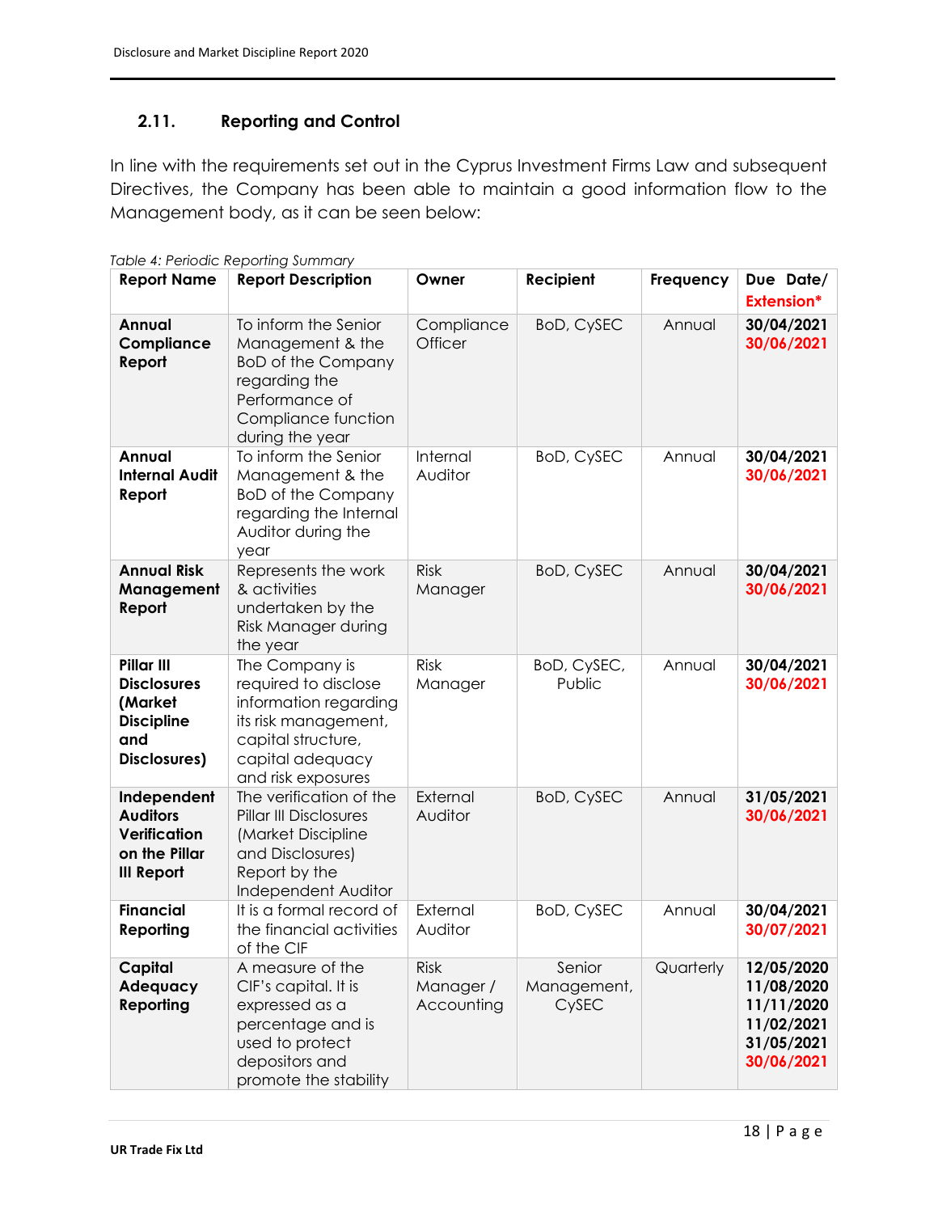### 2.11. Reporting and Control

In line with the requirements set out in the Cyprus Investment Firms Law and subsequent Directives, the Company has been able to maintain a good information flow to the Management body, as it can be seen below:

*Table 4: Periodic Reporting Summary*

| Report Name | Report Description | Owner | Recipient | Frequency | Due Date/ Extension* |
|---|---|---|---|---|---|
| **Annual Compliance Report** | To inform the Senior Management & the BoD of the Company regarding the Performance of Compliance function during the year | Compliance Officer | BoD, CySEC | Annual | **30/04/2021** **30/06/2021** |
| **Annual Internal Audit Report** | To inform the Senior Management & the BoD of the Company regarding the Internal Auditor during the year | Internal Auditor | BoD, CySEC | Annual | **30/04/2021** **30/06/2021** |
| **Annual Risk Management Report** | Represents the work & activities undertaken by the Risk Manager during the year | Risk Manager | BoD, CySEC | Annual | **30/04/2021** **30/06/2021** |
| **Pillar III Disclosures (Market Discipline and Disclosures)** | The Company is required to disclose information regarding its risk management, capital structure, capital adequacy and risk exposures | Risk Manager | BoD, CySEC, Public | Annual | **30/04/2021** **30/06/2021** |
| **Independent Auditors Verification on the Pillar III Report** | The verification of the Pillar III Disclosures (Market Discipline and Disclosures) Report by the Independent Auditor | External Auditor | BoD, CySEC | Annual | **31/05/2021** **30/06/2021** |
| **Financial Reporting** | It is a formal record of the financial activities of the CIF | External Auditor | BoD, CySEC | Annual | **30/04/2021** **30/07/2021** |
| **Capital Adequacy Reporting** | A measure of the CIF's capital. It is expressed as a percentage and is used to protect depositors and promote the stability | Risk Manager / Accounting | Senior Management, CySEC | Quarterly | **12/05/2020** **11/08/2020** **11/11/2020** **11/02/2021** **31/05/2021** **30/06/2021** |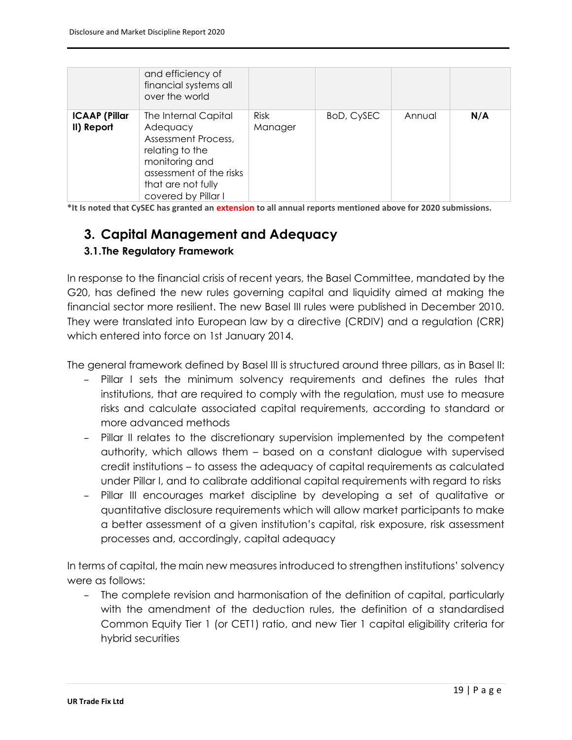| | and efficiency of financial systems all over the world | | | | |
|---|---|---|---|---|---|
| **ICAAP (Pillar II) Report** | The Internal Capital Adequacy Assessment Process, relating to the monitoring and assessment of the risks that are not fully covered by Pillar I | Risk Manager | BoD, CySEC | Annual | **N/A** |

***It Is noted that CySEC has granted an extension to all annual reports mentioned above for 2020 submissions.**

## 3. Capital Management and Adequacy

### 3.1. The Regulatory Framework

In response to the financial crisis of recent years, the Basel Committee, mandated by the G20, has defined the new rules governing capital and liquidity aimed at making the financial sector more resilient. The new Basel III rules were published in December 2010. They were translated into European law by a directive (CRDIV) and a regulation (CRR) which entered into force on 1st January 2014.

The general framework defined by Basel III is structured around three pillars, as in Basel II:

- Pillar I sets the minimum solvency requirements and defines the rules that institutions, that are required to comply with the regulation, must use to measure risks and calculate associated capital requirements, according to standard or more advanced methods
- Pillar II relates to the discretionary supervision implemented by the competent authority, which allows them – based on a constant dialogue with supervised credit institutions – to assess the adequacy of capital requirements as calculated under Pillar I, and to calibrate additional capital requirements with regard to risks
- Pillar III encourages market discipline by developing a set of qualitative or quantitative disclosure requirements which will allow market participants to make a better assessment of a given institution's capital, risk exposure, risk assessment processes and, accordingly, capital adequacy

In terms of capital, the main new measures introduced to strengthen institutions' solvency were as follows:

- The complete revision and harmonisation of the definition of capital, particularly with the amendment of the deduction rules, the definition of a standardised Common Equity Tier 1 (or CET1) ratio, and new Tier 1 capital eligibility criteria for hybrid securities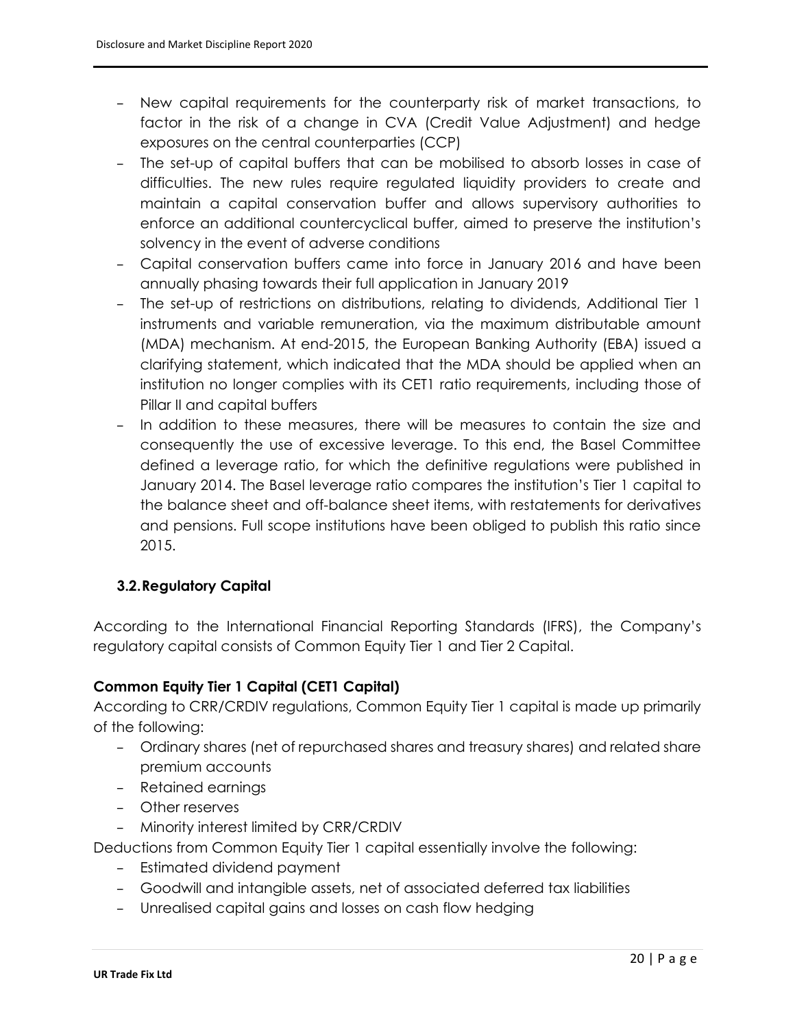- New capital requirements for the counterparty risk of market transactions, to factor in the risk of a change in CVA (Credit Value Adjustment) and hedge exposures on the central counterparties (CCP)
- The set-up of capital buffers that can be mobilised to absorb losses in case of difficulties. The new rules require regulated liquidity providers to create and maintain a capital conservation buffer and allows supervisory authorities to enforce an additional countercyclical buffer, aimed to preserve the institution's solvency in the event of adverse conditions
- Capital conservation buffers came into force in January 2016 and have been annually phasing towards their full application in January 2019
- The set-up of restrictions on distributions, relating to dividends, Additional Tier 1 instruments and variable remuneration, via the maximum distributable amount (MDA) mechanism. At end-2015, the European Banking Authority (EBA) issued a clarifying statement, which indicated that the MDA should be applied when an institution no longer complies with its CET1 ratio requirements, including those of Pillar II and capital buffers
- In addition to these measures, there will be measures to contain the size and consequently the use of excessive leverage. To this end, the Basel Committee defined a leverage ratio, for which the definitive regulations were published in January 2014. The Basel leverage ratio compares the institution's Tier 1 capital to the balance sheet and off-balance sheet items, with restatements for derivatives and pensions. Full scope institutions have been obliged to publish this ratio since 2015.

### 3.2. Regulatory Capital

According to the International Financial Reporting Standards (IFRS), the Company's regulatory capital consists of Common Equity Tier 1 and Tier 2 Capital.

**Common Equity Tier 1 Capital (CET1 Capital)**

According to CRR/CRDIV regulations, Common Equity Tier 1 capital is made up primarily of the following:

- Ordinary shares (net of repurchased shares and treasury shares) and related share premium accounts
- Retained earnings
- Other reserves
- Minority interest limited by CRR/CRDIV

Deductions from Common Equity Tier 1 capital essentially involve the following:

- Estimated dividend payment
- Goodwill and intangible assets, net of associated deferred tax liabilities
- Unrealised capital gains and losses on cash flow hedging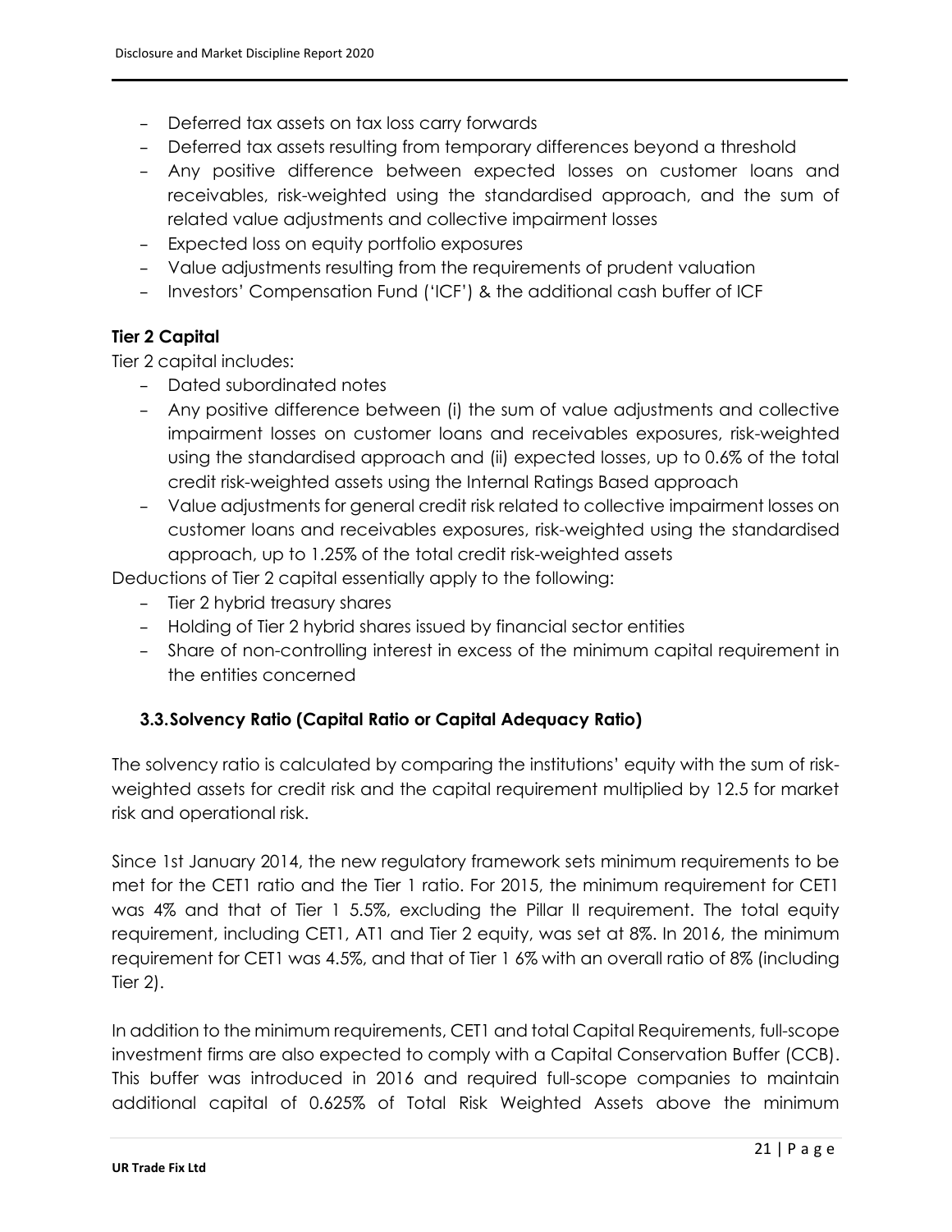- Deferred tax assets on tax loss carry forwards
- Deferred tax assets resulting from temporary differences beyond a threshold
- Any positive difference between expected losses on customer loans and receivables, risk-weighted using the standardised approach, and the sum of related value adjustments and collective impairment losses
- Expected loss on equity portfolio exposures
- Value adjustments resulting from the requirements of prudent valuation
- Investors' Compensation Fund ('ICF') & the additional cash buffer of ICF

**Tier 2 Capital**

Tier 2 capital includes:

- Dated subordinated notes
- Any positive difference between (i) the sum of value adjustments and collective impairment losses on customer loans and receivables exposures, risk-weighted using the standardised approach and (ii) expected losses, up to 0.6% of the total credit risk-weighted assets using the Internal Ratings Based approach
- Value adjustments for general credit risk related to collective impairment losses on customer loans and receivables exposures, risk-weighted using the standardised approach, up to 1.25% of the total credit risk-weighted assets

Deductions of Tier 2 capital essentially apply to the following:

- Tier 2 hybrid treasury shares
- Holding of Tier 2 hybrid shares issued by financial sector entities
- Share of non-controlling interest in excess of the minimum capital requirement in the entities concerned

### 3.3. Solvency Ratio (Capital Ratio or Capital Adequacy Ratio)

The solvency ratio is calculated by comparing the institutions' equity with the sum of risk-weighted assets for credit risk and the capital requirement multiplied by 12.5 for market risk and operational risk.

Since 1st January 2014, the new regulatory framework sets minimum requirements to be met for the CET1 ratio and the Tier 1 ratio. For 2015, the minimum requirement for CET1 was 4% and that of Tier 1 5.5%, excluding the Pillar II requirement. The total equity requirement, including CET1, AT1 and Tier 2 equity, was set at 8%. In 2016, the minimum requirement for CET1 was 4.5%, and that of Tier 1 6% with an overall ratio of 8% (including Tier 2).

In addition to the minimum requirements, CET1 and total Capital Requirements, full-scope investment firms are also expected to comply with a Capital Conservation Buffer (CCB). This buffer was introduced in 2016 and required full-scope companies to maintain additional capital of 0.625% of Total Risk Weighted Assets above the minimum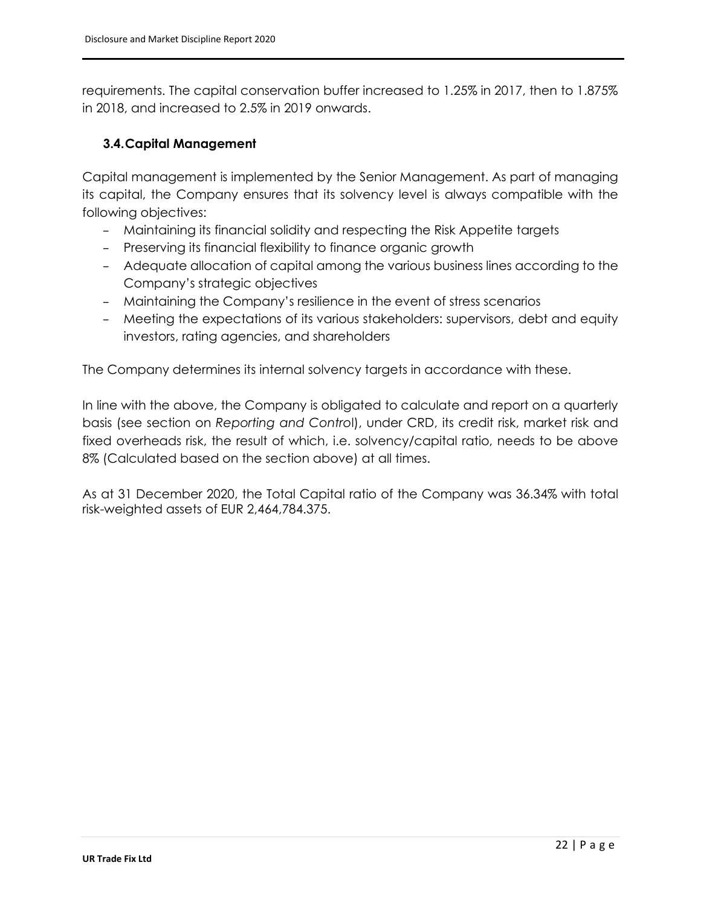requirements. The capital conservation buffer increased to 1.25% in 2017, then to 1.875% in 2018, and increased to 2.5% in 2019 onwards.

### 3.4. Capital Management

Capital management is implemented by the Senior Management. As part of managing its capital, the Company ensures that its solvency level is always compatible with the following objectives:

- Maintaining its financial solidity and respecting the Risk Appetite targets
- Preserving its financial flexibility to finance organic growth
- Adequate allocation of capital among the various business lines according to the Company's strategic objectives
- Maintaining the Company's resilience in the event of stress scenarios
- Meeting the expectations of its various stakeholders: supervisors, debt and equity investors, rating agencies, and shareholders

The Company determines its internal solvency targets in accordance with these.

In line with the above, the Company is obligated to calculate and report on a quarterly basis (see section on *Reporting and Control*), under CRD, its credit risk, market risk and fixed overheads risk, the result of which, i.e. solvency/capital ratio, needs to be above 8% (Calculated based on the section above) at all times.

As at 31 December 2020, the Total Capital ratio of the Company was 36.34% with total risk-weighted assets of EUR 2,464,784.375.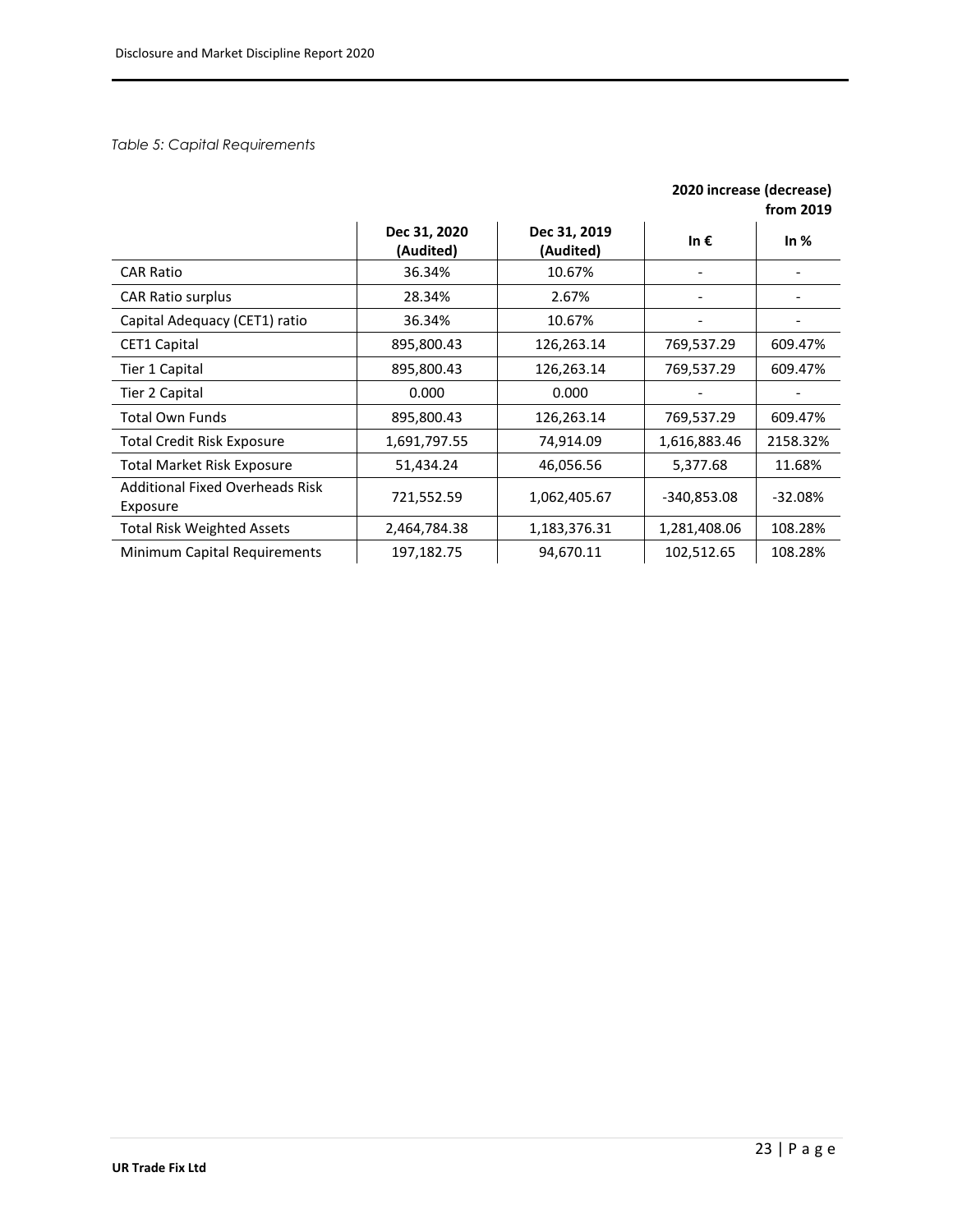*Table 5: Capital Requirements*

| | Dec 31, 2020 (Audited) | Dec 31, 2019 (Audited) | 2020 increase (decrease) from 2019 | |
|---|---|---|---|---|
| | | | **In €** | **In %** |
| CAR Ratio | 36.34% | 10.67% | - | - |
| CAR Ratio surplus | 28.34% | 2.67% | - | - |
| Capital Adequacy (CET1) ratio | 36.34% | 10.67% | - | - |
| CET1 Capital | 895,800.43 | 126,263.14 | 769,537.29 | 609.47% |
| Tier 1 Capital | 895,800.43 | 126,263.14 | 769,537.29 | 609.47% |
| Tier 2 Capital | 0.000 | 0.000 | - | - |
| Total Own Funds | 895,800.43 | 126,263.14 | 769,537.29 | 609.47% |
| Total Credit Risk Exposure | 1,691,797.55 | 74,914.09 | 1,616,883.46 | 2158.32% |
| Total Market Risk Exposure | 51,434.24 | 46,056.56 | 5,377.68 | 11.68% |
| Additional Fixed Overheads Risk Exposure | 721,552.59 | 1,062,405.67 | -340,853.08 | -32.08% |
| Total Risk Weighted Assets | 2,464,784.38 | 1,183,376.31 | 1,281,408.06 | 108.28% |
| Minimum Capital Requirements | 197,182.75 | 94,670.11 | 102,512.65 | 108.28% |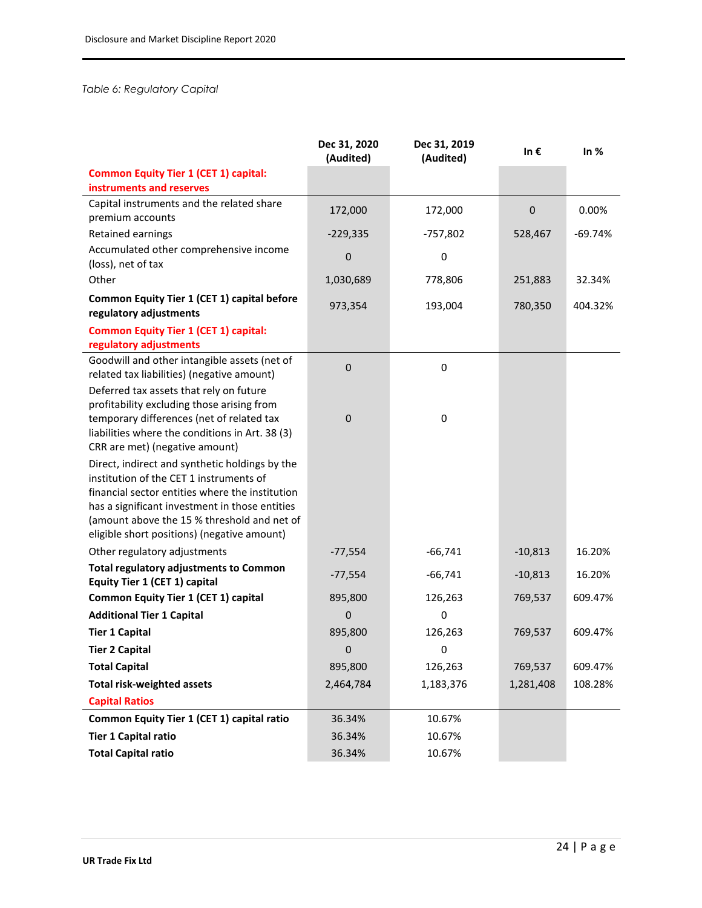*Table 6: Regulatory Capital*

| | Dec 31, 2020 (Audited) | Dec 31, 2019 (Audited) | In € | In % |
|---|---|---|---|---|
| **Common Equity Tier 1 (CET 1) capital: instruments and reserves** | | | | |
| Capital instruments and the related share premium accounts | 172,000 | 172,000 | 0 | 0.00% |
| Retained earnings | -229,335 | -757,802 | 528,467 | -69.74% |
| Accumulated other comprehensive income (loss), net of tax | 0 | 0 | | |
| Other | 1,030,689 | 778,806 | 251,883 | 32.34% |
| **Common Equity Tier 1 (CET 1) capital before regulatory adjustments** | 973,354 | 193,004 | 780,350 | 404.32% |
| **Common Equity Tier 1 (CET 1) capital: regulatory adjustments** | | | | |
| Goodwill and other intangible assets (net of related tax liabilities) (negative amount) | 0 | 0 | | |
| Deferred tax assets that rely on future profitability excluding those arising from temporary differences (net of related tax liabilities where the conditions in Art. 38 (3) CRR are met) (negative amount) | 0 | 0 | | |
| Direct, indirect and synthetic holdings by the institution of the CET 1 instruments of financial sector entities where the institution has a significant investment in those entities (amount above the 15 % threshold and net of eligible short positions) (negative amount) | | | | |
| Other regulatory adjustments | -77,554 | -66,741 | -10,813 | 16.20% |
| **Total regulatory adjustments to Common Equity Tier 1 (CET 1) capital** | -77,554 | -66,741 | -10,813 | 16.20% |
| **Common Equity Tier 1 (CET 1) capital** | 895,800 | 126,263 | 769,537 | 609.47% |
| **Additional Tier 1 Capital** | 0 | 0 | | |
| **Tier 1 Capital** | 895,800 | 126,263 | 769,537 | 609.47% |
| **Tier 2 Capital** | 0 | 0 | | |
| **Total Capital** | 895,800 | 126,263 | 769,537 | 609.47% |
| **Total risk-weighted assets** | 2,464,784 | 1,183,376 | 1,281,408 | 108.28% |
| **Capital Ratios** | | | | |
| **Common Equity Tier 1 (CET 1) capital ratio** | 36.34% | 10.67% | | |
| **Tier 1 Capital ratio** | 36.34% | 10.67% | | |
| **Total Capital ratio** | 36.34% | 10.67% | | |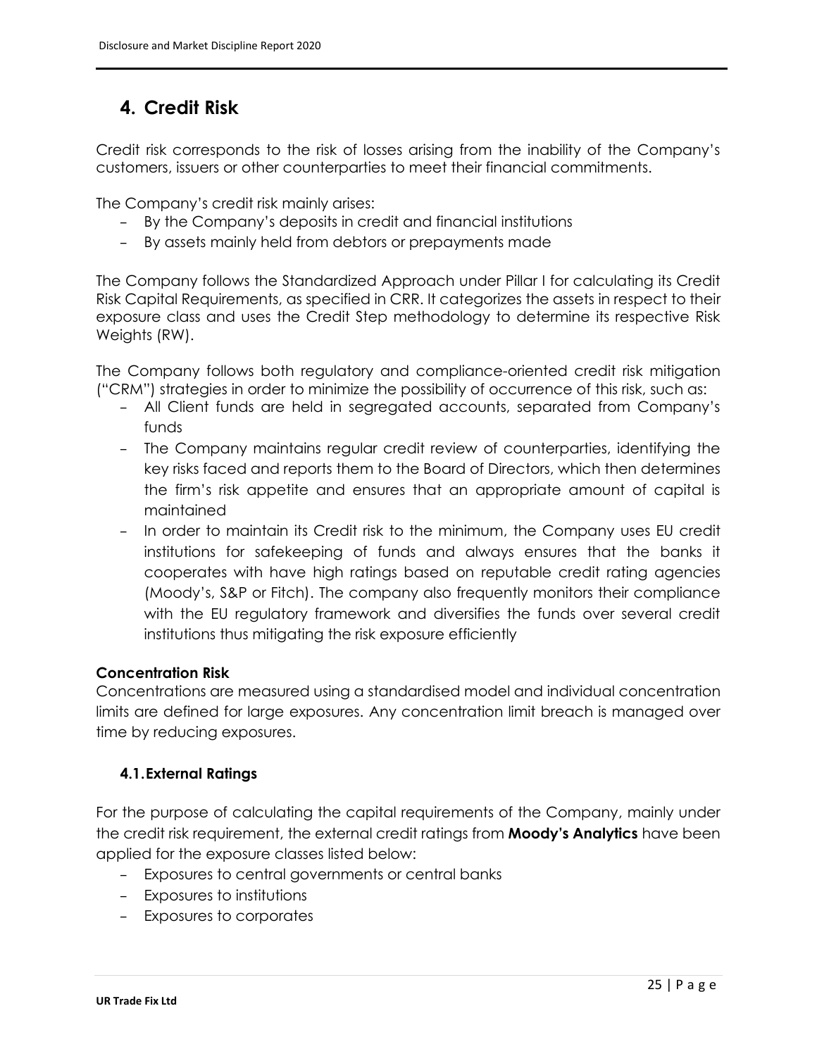# 4. Credit Risk

Credit risk corresponds to the risk of losses arising from the inability of the Company's customers, issuers or other counterparties to meet their financial commitments.

The Company's credit risk mainly arises:

- By the Company's deposits in credit and financial institutions
- By assets mainly held from debtors or prepayments made

The Company follows the Standardized Approach under Pillar I for calculating its Credit Risk Capital Requirements, as specified in CRR. It categorizes the assets in respect to their exposure class and uses the Credit Step methodology to determine its respective Risk Weights (RW).

The Company follows both regulatory and compliance-oriented credit risk mitigation ("CRM") strategies in order to minimize the possibility of occurrence of this risk, such as:

- All Client funds are held in segregated accounts, separated from Company's funds
- The Company maintains regular credit review of counterparties, identifying the key risks faced and reports them to the Board of Directors, which then determines the firm's risk appetite and ensures that an appropriate amount of capital is maintained
- In order to maintain its Credit risk to the minimum, the Company uses EU credit institutions for safekeeping of funds and always ensures that the banks it cooperates with have high ratings based on reputable credit rating agencies (Moody's, S&P or Fitch). The company also frequently monitors their compliance with the EU regulatory framework and diversifies the funds over several credit institutions thus mitigating the risk exposure efficiently

**Concentration Risk**

Concentrations are measured using a standardised model and individual concentration limits are defined for large exposures. Any concentration limit breach is managed over time by reducing exposures.

## 4.1. External Ratings

For the purpose of calculating the capital requirements of the Company, mainly under the credit risk requirement, the external credit ratings from **Moody's Analytics** have been applied for the exposure classes listed below:

- Exposures to central governments or central banks
- Exposures to institutions
- Exposures to corporates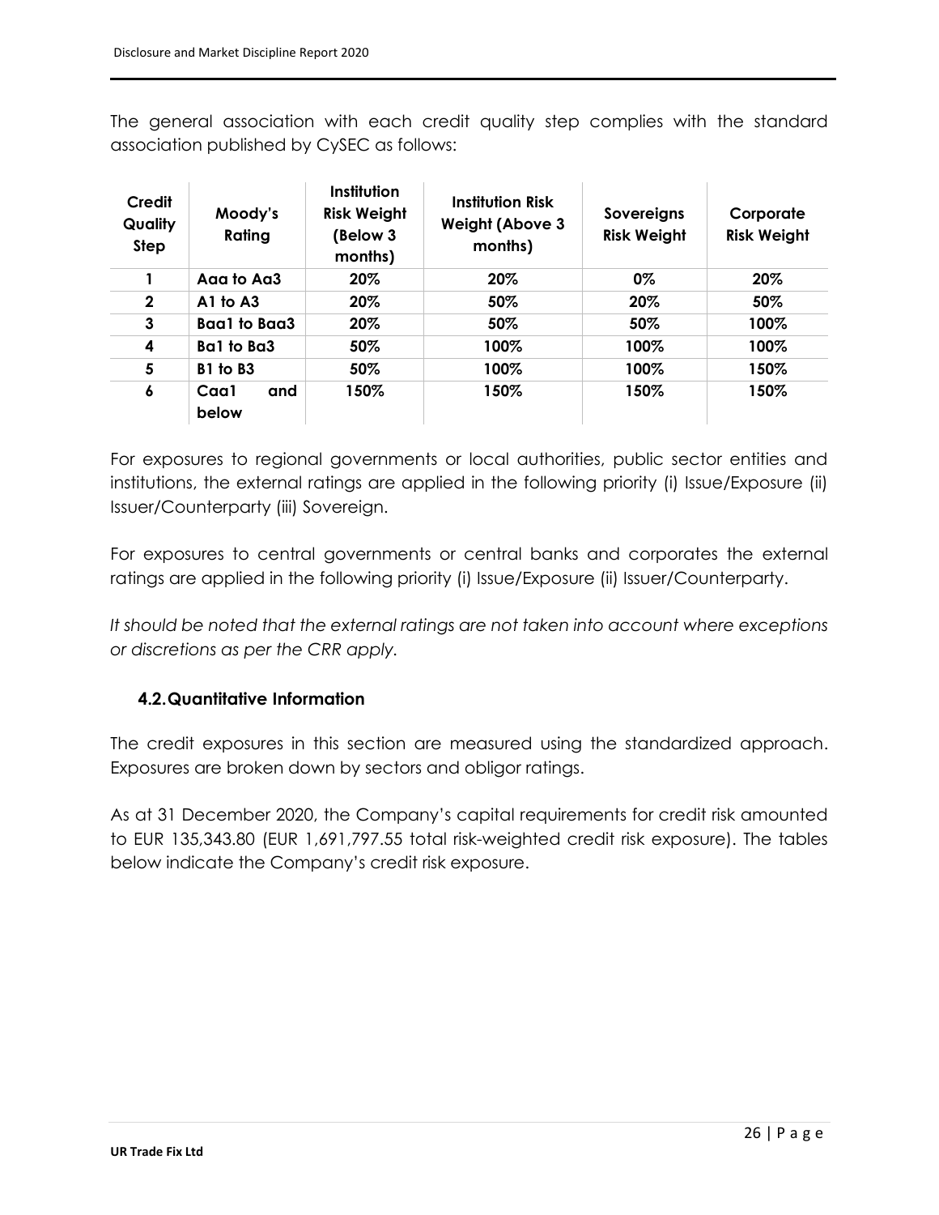The general association with each credit quality step complies with the standard association published by CySEC as follows:

| Credit Quality Step | Moody's Rating | Institution Risk Weight (Below 3 months) | Institution Risk Weight (Above 3 months) | Sovereigns Risk Weight | Corporate Risk Weight |
|---|---|---|---|---|---|
| 1 | Aaa to Aa3 | 20% | 20% | 0% | 20% |
| 2 | A1 to A3 | 20% | 50% | 20% | 50% |
| 3 | Baa1 to Baa3 | 20% | 50% | 50% | 100% |
| 4 | Ba1 to Ba3 | 50% | 100% | 100% | 100% |
| 5 | B1 to B3 | 50% | 100% | 100% | 150% |
| 6 | Caa1 and below | 150% | 150% | 150% | 150% |

For exposures to regional governments or local authorities, public sector entities and institutions, the external ratings are applied in the following priority (i) Issue/Exposure (ii) Issuer/Counterparty (iii) Sovereign.

For exposures to central governments or central banks and corporates the external ratings are applied in the following priority (i) Issue/Exposure (ii) Issuer/Counterparty.

*It should be noted that the external ratings are not taken into account where exceptions or discretions as per the CRR apply.*

### 4.2. Quantitative Information

The credit exposures in this section are measured using the standardized approach. Exposures are broken down by sectors and obligor ratings.

As at 31 December 2020, the Company's capital requirements for credit risk amounted to EUR 135,343.80 (EUR 1,691,797.55 total risk-weighted credit risk exposure). The tables below indicate the Company's credit risk exposure.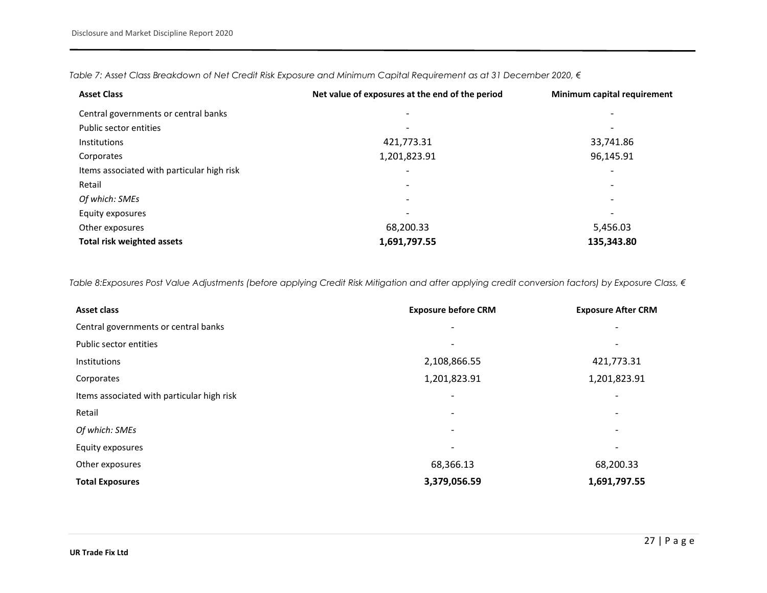*Table 7: Asset Class Breakdown of Net Credit Risk Exposure and Minimum Capital Requirement as at 31 December 2020, €*

| Asset Class | Net value of exposures at the end of the period | Minimum capital requirement |
|---|---|---|
| Central governments or central banks | - | - |
| Public sector entities | - | - |
| Institutions | 421,773.31 | 33,741.86 |
| Corporates | 1,201,823.91 | 96,145.91 |
| Items associated with particular high risk | - | - |
| Retail | - | - |
| *Of which: SMEs* | - | - |
| Equity exposures | - | - |
| Other exposures | 68,200.33 | 5,456.03 |
| **Total risk weighted assets** | **1,691,797.55** | **135,343.80** |

*Table 8:Exposures Post Value Adjustments (before applying Credit Risk Mitigation and after applying credit conversion factors) by Exposure Class, €*

| Asset class | Exposure before CRM | Exposure After CRM |
|---|---|---|
| Central governments or central banks | - | - |
| Public sector entities | - | - |
| Institutions | 2,108,866.55 | 421,773.31 |
| Corporates | 1,201,823.91 | 1,201,823.91 |
| Items associated with particular high risk | - | - |
| Retail | - | - |
| *Of which: SMEs* | - | - |
| Equity exposures | - | - |
| Other exposures | 68,366.13 | 68,200.33 |
| **Total Exposures** | **3,379,056.59** | **1,691,797.55** |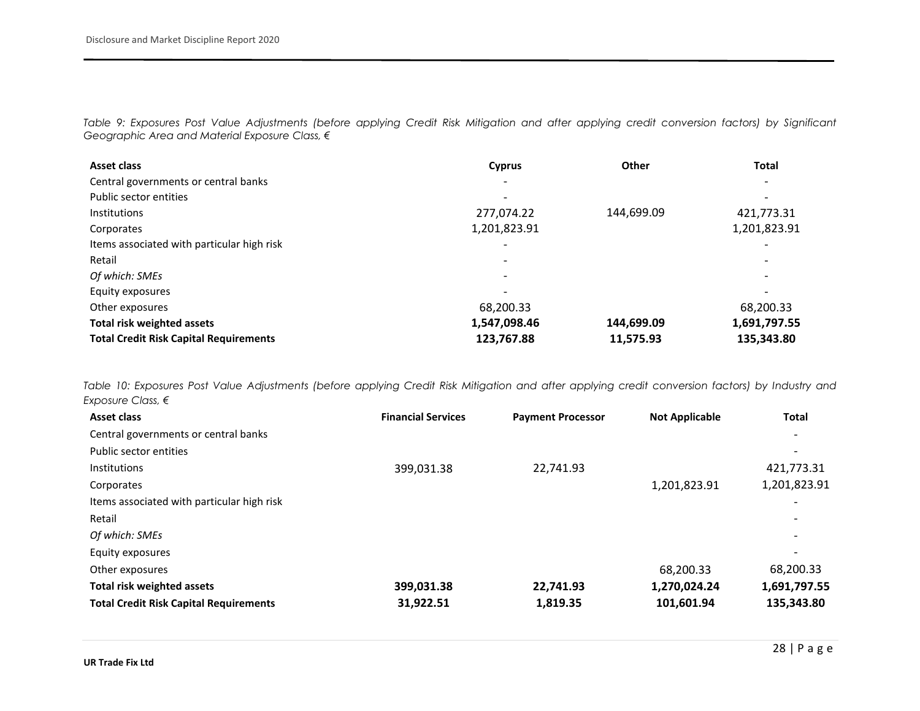*Table 9: Exposures Post Value Adjustments (before applying Credit Risk Mitigation and after applying credit conversion factors) by Significant Geographic Area and Material Exposure Class, €*

| Asset class | Cyprus | Other | Total |
|---|---|---|---|
| Central governments or central banks | - | | - |
| Public sector entities | - | | - |
| Institutions | 277,074.22 | 144,699.09 | 421,773.31 |
| Corporates | 1,201,823.91 | | 1,201,823.91 |
| Items associated with particular high risk | - | | - |
| Retail | - | | - |
| *Of which: SMEs* | - | | - |
| Equity exposures | - | | - |
| Other exposures | 68,200.33 | | 68,200.33 |
| **Total risk weighted assets** | **1,547,098.46** | **144,699.09** | **1,691,797.55** |
| **Total Credit Risk Capital Requirements** | **123,767.88** | **11,575.93** | **135,343.80** |

*Table 10: Exposures Post Value Adjustments (before applying Credit Risk Mitigation and after applying credit conversion factors) by Industry and Exposure Class, €*

| Asset class | Financial Services | Payment Processor | Not Applicable | Total |
|---|---|---|---|---|
| Central governments or central banks | | | | - |
| Public sector entities | | | | - |
| Institutions | 399,031.38 | 22,741.93 | | 421,773.31 |
| Corporates | | | 1,201,823.91 | 1,201,823.91 |
| Items associated with particular high risk | | | | - |
| Retail | | | | - |
| *Of which: SMEs* | | | | - |
| Equity exposures | | | | - |
| Other exposures | | | 68,200.33 | 68,200.33 |
| **Total risk weighted assets** | **399,031.38** | **22,741.93** | **1,270,024.24** | **1,691,797.55** |
| **Total Credit Risk Capital Requirements** | **31,922.51** | **1,819.35** | **101,601.94** | **135,343.80** |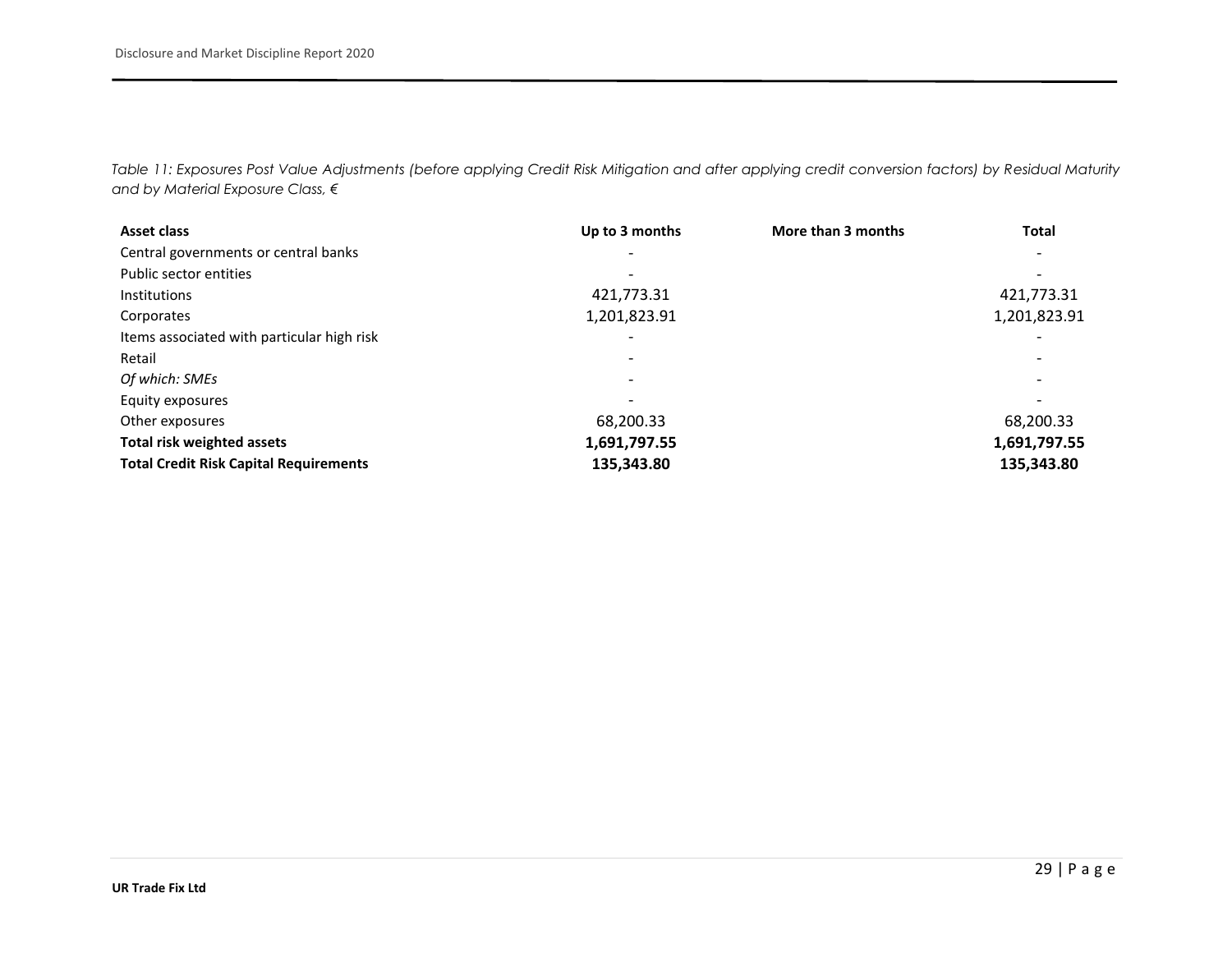*Table 11: Exposures Post Value Adjustments (before applying Credit Risk Mitigation and after applying credit conversion factors) by Residual Maturity and by Material Exposure Class, €*

| Asset class | Up to 3 months | More than 3 months | Total |
|---|---|---|---|
| Central governments or central banks | - | | - |
| Public sector entities | - | | - |
| Institutions | 421,773.31 | | 421,773.31 |
| Corporates | 1,201,823.91 | | 1,201,823.91 |
| Items associated with particular high risk | - | | - |
| Retail | - | | - |
| *Of which: SMEs* | - | | - |
| Equity exposures | - | | - |
| Other exposures | 68,200.33 | | 68,200.33 |
| **Total risk weighted assets** | **1,691,797.55** | | **1,691,797.55** |
| **Total Credit Risk Capital Requirements** | **135,343.80** | | **135,343.80** |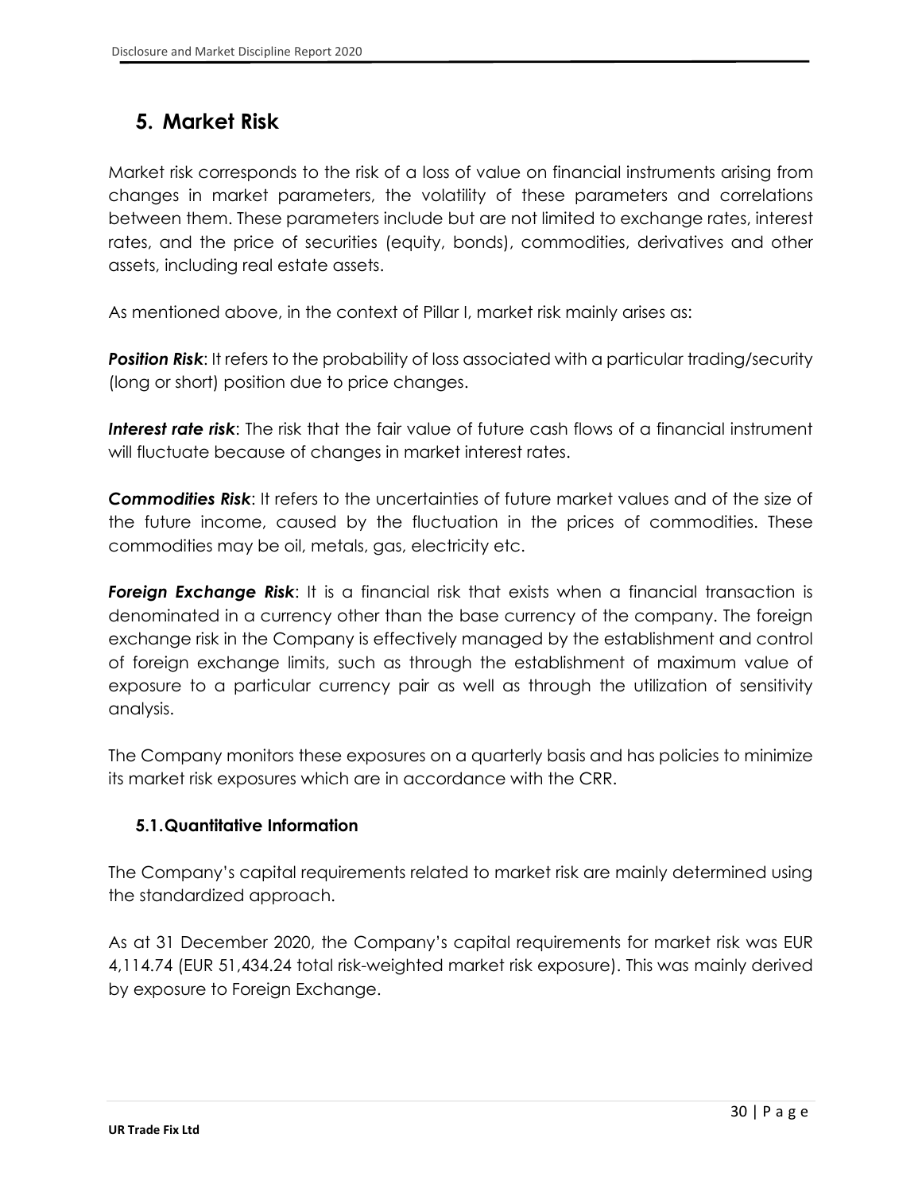# 5. Market Risk

Market risk corresponds to the risk of a loss of value on financial instruments arising from changes in market parameters, the volatility of these parameters and correlations between them. These parameters include but are not limited to exchange rates, interest rates, and the price of securities (equity, bonds), commodities, derivatives and other assets, including real estate assets.

As mentioned above, in the context of Pillar I, market risk mainly arises as:

***Position Risk***: It refers to the probability of loss associated with a particular trading/security (long or short) position due to price changes.

***Interest rate risk***: The risk that the fair value of future cash flows of a financial instrument will fluctuate because of changes in market interest rates.

***Commodities Risk***: It refers to the uncertainties of future market values and of the size of the future income, caused by the fluctuation in the prices of commodities. These commodities may be oil, metals, gas, electricity etc.

***Foreign Exchange Risk***: It is a financial risk that exists when a financial transaction is denominated in a currency other than the base currency of the company. The foreign exchange risk in the Company is effectively managed by the establishment and control of foreign exchange limits, such as through the establishment of maximum value of exposure to a particular currency pair as well as through the utilization of sensitivity analysis.

The Company monitors these exposures on a quarterly basis and has policies to minimize its market risk exposures which are in accordance with the CRR.

## 5.1. Quantitative Information

The Company's capital requirements related to market risk are mainly determined using the standardized approach.

As at 31 December 2020, the Company's capital requirements for market risk was EUR 4,114.74 (EUR 51,434.24 total risk-weighted market risk exposure). This was mainly derived by exposure to Foreign Exchange.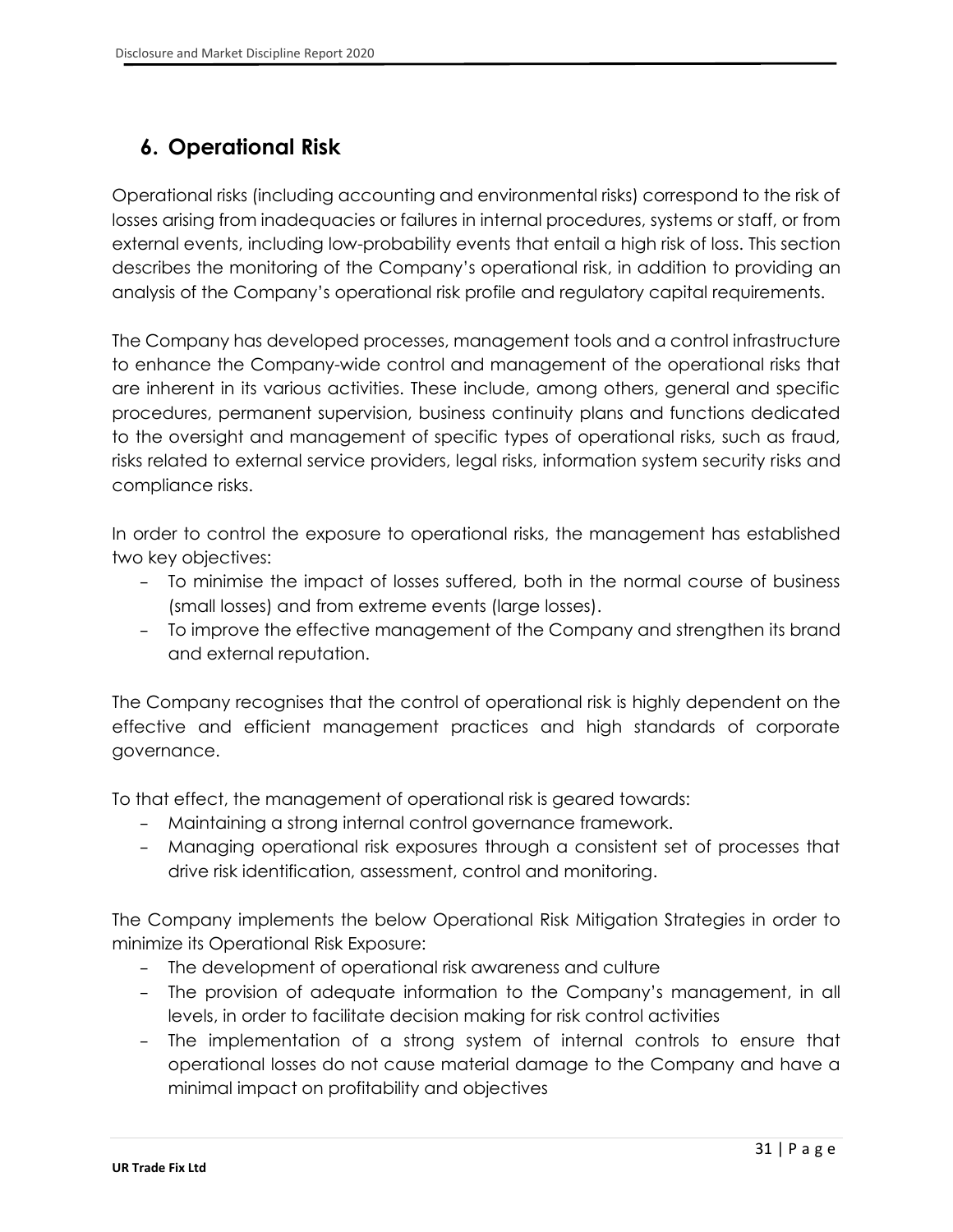## 6. Operational Risk

Operational risks (including accounting and environmental risks) correspond to the risk of losses arising from inadequacies or failures in internal procedures, systems or staff, or from external events, including low-probability events that entail a high risk of loss. This section describes the monitoring of the Company's operational risk, in addition to providing an analysis of the Company's operational risk profile and regulatory capital requirements.

The Company has developed processes, management tools and a control infrastructure to enhance the Company-wide control and management of the operational risks that are inherent in its various activities. These include, among others, general and specific procedures, permanent supervision, business continuity plans and functions dedicated to the oversight and management of specific types of operational risks, such as fraud, risks related to external service providers, legal risks, information system security risks and compliance risks.

In order to control the exposure to operational risks, the management has established two key objectives:

- To minimise the impact of losses suffered, both in the normal course of business (small losses) and from extreme events (large losses).
- To improve the effective management of the Company and strengthen its brand and external reputation.

The Company recognises that the control of operational risk is highly dependent on the effective and efficient management practices and high standards of corporate governance.

To that effect, the management of operational risk is geared towards:

- Maintaining a strong internal control governance framework.
- Managing operational risk exposures through a consistent set of processes that drive risk identification, assessment, control and monitoring.

The Company implements the below Operational Risk Mitigation Strategies in order to minimize its Operational Risk Exposure:

- The development of operational risk awareness and culture
- The provision of adequate information to the Company's management, in all levels, in order to facilitate decision making for risk control activities
- The implementation of a strong system of internal controls to ensure that operational losses do not cause material damage to the Company and have a minimal impact on profitability and objectives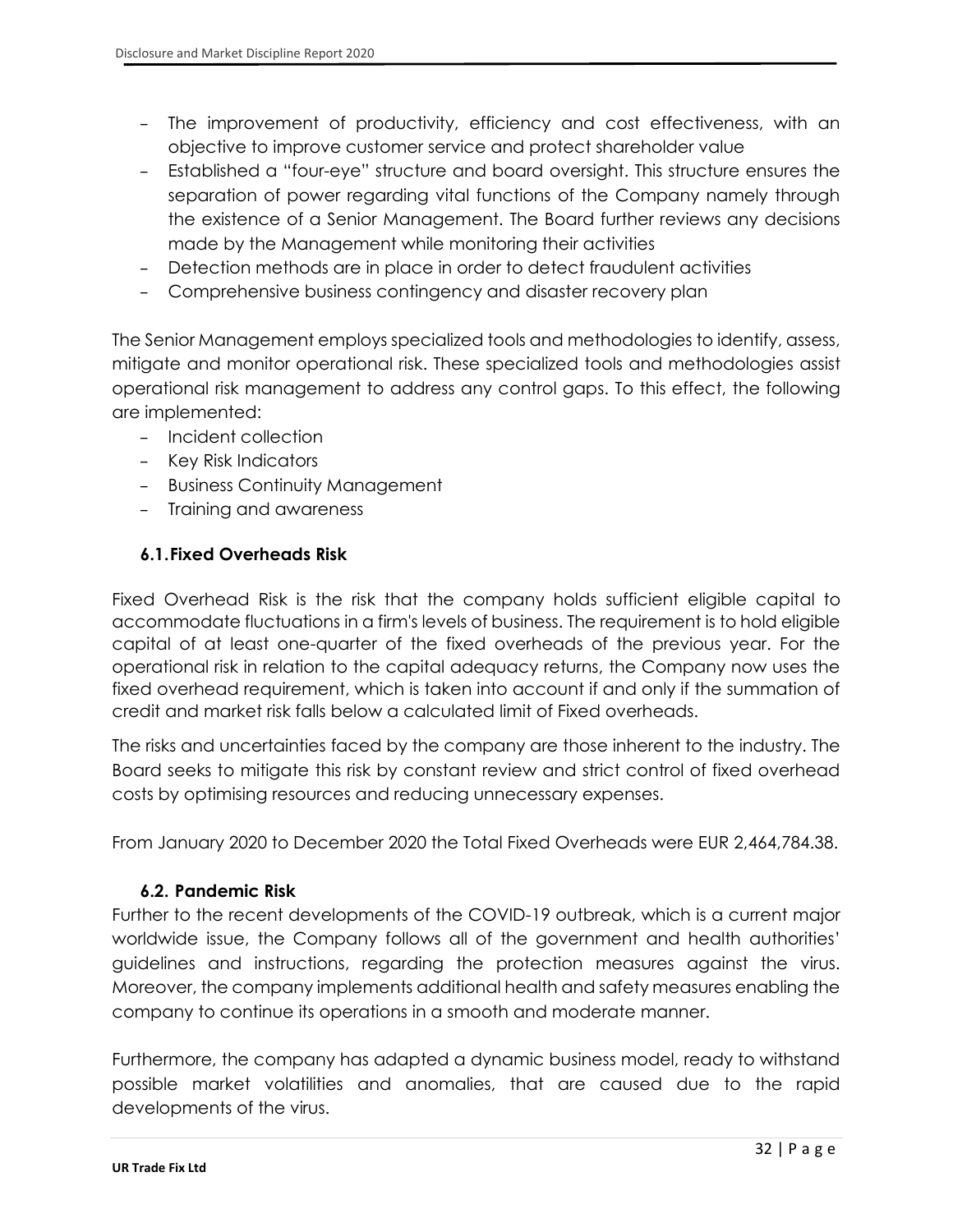- The improvement of productivity, efficiency and cost effectiveness, with an objective to improve customer service and protect shareholder value
- Established a "four-eye" structure and board oversight. This structure ensures the separation of power regarding vital functions of the Company namely through the existence of a Senior Management. The Board further reviews any decisions made by the Management while monitoring their activities
- Detection methods are in place in order to detect fraudulent activities
- Comprehensive business contingency and disaster recovery plan

The Senior Management employs specialized tools and methodologies to identify, assess, mitigate and monitor operational risk. These specialized tools and methodologies assist operational risk management to address any control gaps. To this effect, the following are implemented:

- Incident collection
- Key Risk Indicators
- Business Continuity Management
- Training and awareness

### 6.1. Fixed Overheads Risk

Fixed Overhead Risk is the risk that the company holds sufficient eligible capital to accommodate fluctuations in a firm's levels of business. The requirement is to hold eligible capital of at least one-quarter of the fixed overheads of the previous year. For the operational risk in relation to the capital adequacy returns, the Company now uses the fixed overhead requirement, which is taken into account if and only if the summation of credit and market risk falls below a calculated limit of Fixed overheads.

The risks and uncertainties faced by the company are those inherent to the industry. The Board seeks to mitigate this risk by constant review and strict control of fixed overhead costs by optimising resources and reducing unnecessary expenses.

From January 2020 to December 2020 the Total Fixed Overheads were EUR 2,464,784.38.

### 6.2. Pandemic Risk

Further to the recent developments of the COVID-19 outbreak, which is a current major worldwide issue, the Company follows all of the government and health authorities' guidelines and instructions, regarding the protection measures against the virus. Moreover, the company implements additional health and safety measures enabling the company to continue its operations in a smooth and moderate manner.

Furthermore, the company has adapted a dynamic business model, ready to withstand possible market volatilities and anomalies, that are caused due to the rapid developments of the virus.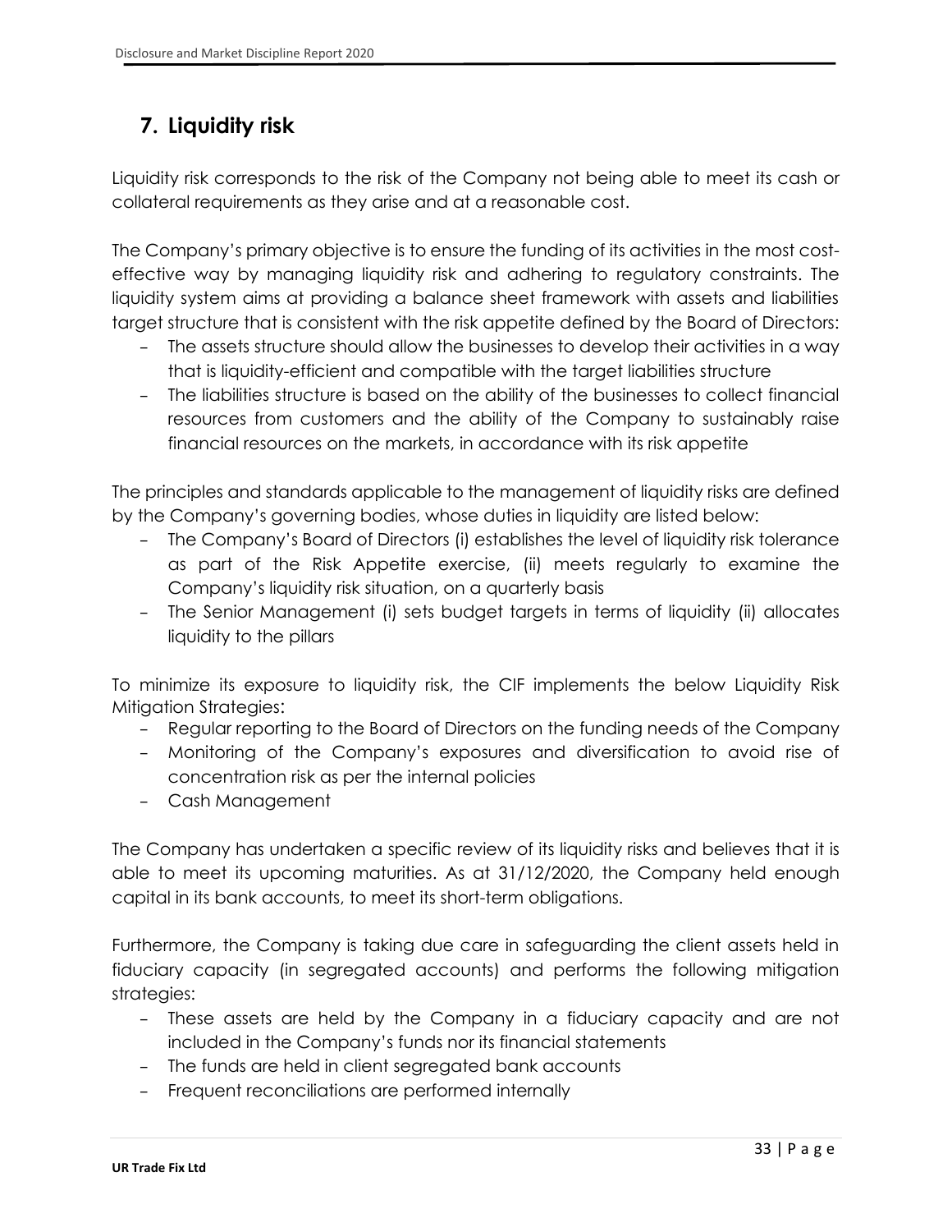## 7. Liquidity risk

Liquidity risk corresponds to the risk of the Company not being able to meet its cash or collateral requirements as they arise and at a reasonable cost.

The Company's primary objective is to ensure the funding of its activities in the most cost-effective way by managing liquidity risk and adhering to regulatory constraints. The liquidity system aims at providing a balance sheet framework with assets and liabilities target structure that is consistent with the risk appetite defined by the Board of Directors:

- The assets structure should allow the businesses to develop their activities in a way that is liquidity-efficient and compatible with the target liabilities structure
- The liabilities structure is based on the ability of the businesses to collect financial resources from customers and the ability of the Company to sustainably raise financial resources on the markets, in accordance with its risk appetite

The principles and standards applicable to the management of liquidity risks are defined by the Company's governing bodies, whose duties in liquidity are listed below:

- The Company's Board of Directors (i) establishes the level of liquidity risk tolerance as part of the Risk Appetite exercise, (ii) meets regularly to examine the Company's liquidity risk situation, on a quarterly basis
- The Senior Management (i) sets budget targets in terms of liquidity (ii) allocates liquidity to the pillars

To minimize its exposure to liquidity risk, the CIF implements the below Liquidity Risk Mitigation Strategies:

- Regular reporting to the Board of Directors on the funding needs of the Company
- Monitoring of the Company's exposures and diversification to avoid rise of concentration risk as per the internal policies
- Cash Management

The Company has undertaken a specific review of its liquidity risks and believes that it is able to meet its upcoming maturities. As at 31/12/2020, the Company held enough capital in its bank accounts, to meet its short-term obligations.

Furthermore, the Company is taking due care in safeguarding the client assets held in fiduciary capacity (in segregated accounts) and performs the following mitigation strategies:

- These assets are held by the Company in a fiduciary capacity and are not included in the Company's funds nor its financial statements
- The funds are held in client segregated bank accounts
- Frequent reconciliations are performed internally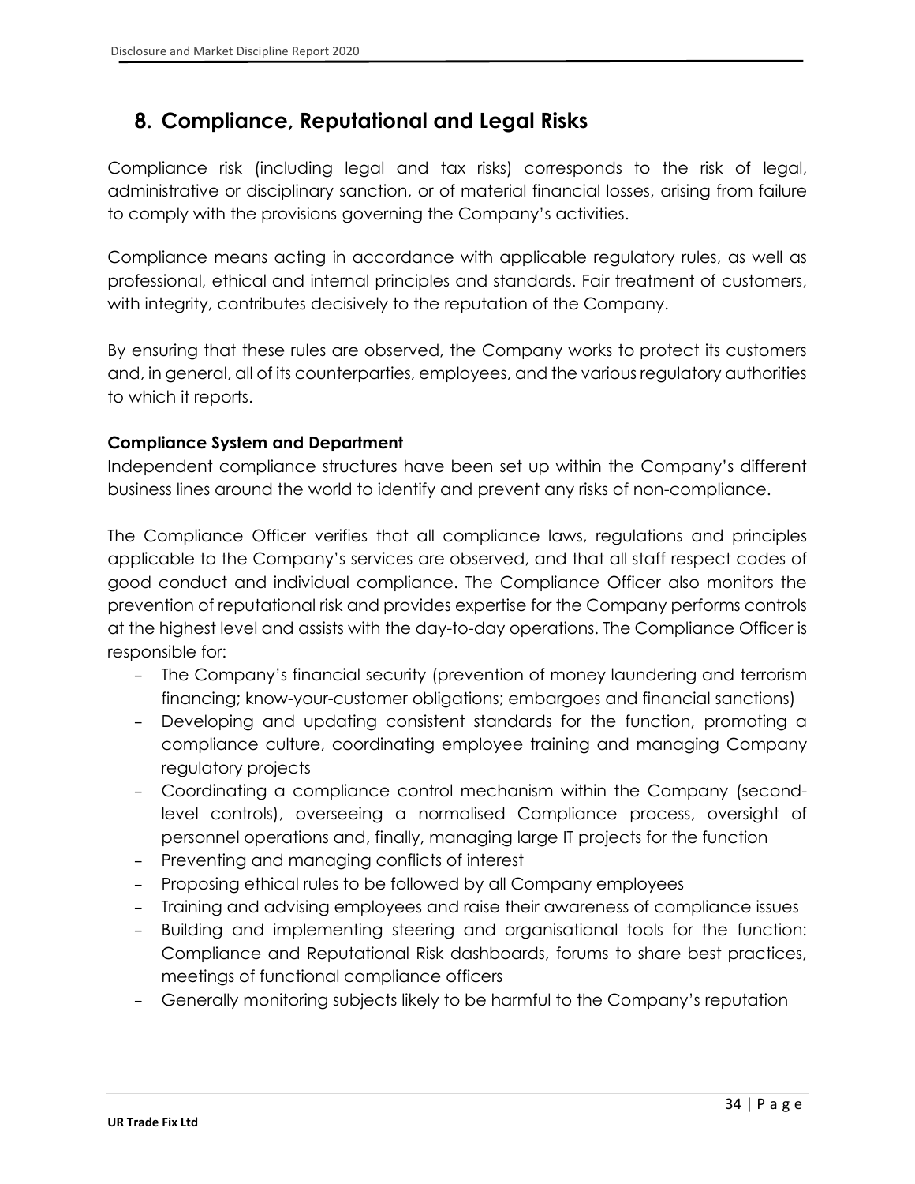## 8. Compliance, Reputational and Legal Risks

Compliance risk (including legal and tax risks) corresponds to the risk of legal, administrative or disciplinary sanction, or of material financial losses, arising from failure to comply with the provisions governing the Company's activities.

Compliance means acting in accordance with applicable regulatory rules, as well as professional, ethical and internal principles and standards. Fair treatment of customers, with integrity, contributes decisively to the reputation of the Company.

By ensuring that these rules are observed, the Company works to protect its customers and, in general, all of its counterparties, employees, and the various regulatory authorities to which it reports.

**Compliance System and Department**

Independent compliance structures have been set up within the Company's different business lines around the world to identify and prevent any risks of non-compliance.

The Compliance Officer verifies that all compliance laws, regulations and principles applicable to the Company's services are observed, and that all staff respect codes of good conduct and individual compliance. The Compliance Officer also monitors the prevention of reputational risk and provides expertise for the Company performs controls at the highest level and assists with the day-to-day operations. The Compliance Officer is responsible for:

- The Company's financial security (prevention of money laundering and terrorism financing; know-your-customer obligations; embargoes and financial sanctions)
- Developing and updating consistent standards for the function, promoting a compliance culture, coordinating employee training and managing Company regulatory projects
- Coordinating a compliance control mechanism within the Company (second-level controls), overseeing a normalised Compliance process, oversight of personnel operations and, finally, managing large IT projects for the function
- Preventing and managing conflicts of interest
- Proposing ethical rules to be followed by all Company employees
- Training and advising employees and raise their awareness of compliance issues
- Building and implementing steering and organisational tools for the function: Compliance and Reputational Risk dashboards, forums to share best practices, meetings of functional compliance officers
- Generally monitoring subjects likely to be harmful to the Company's reputation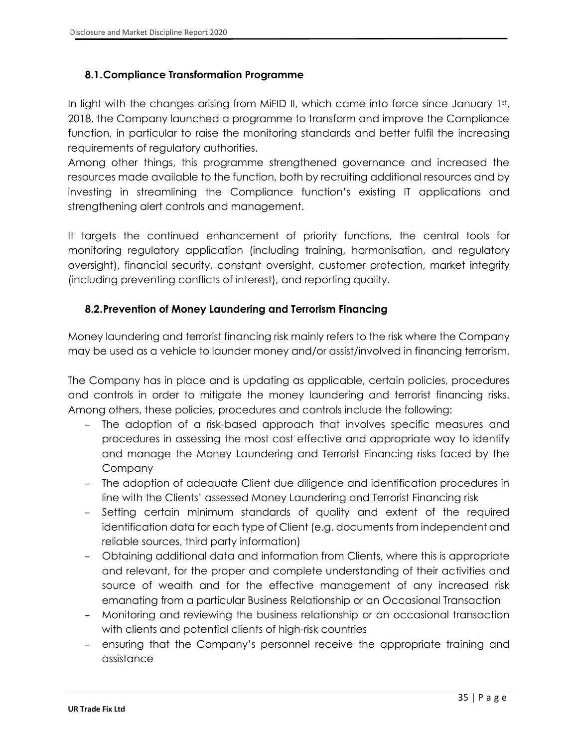## 8.1. Compliance Transformation Programme

In light with the changes arising from MiFID II, which came into force since January 1st, 2018, the Company launched a programme to transform and improve the Compliance function, in particular to raise the monitoring standards and better fulfil the increasing requirements of regulatory authorities.
Among other things, this programme strengthened governance and increased the resources made available to the function, both by recruiting additional resources and by investing in streamlining the Compliance function's existing IT applications and strengthening alert controls and management.

It targets the continued enhancement of priority functions, the central tools for monitoring regulatory application (including training, harmonisation, and regulatory oversight), financial security, constant oversight, customer protection, market integrity (including preventing conflicts of interest), and reporting quality.

## 8.2. Prevention of Money Laundering and Terrorism Financing

Money laundering and terrorist financing risk mainly refers to the risk where the Company may be used as a vehicle to launder money and/or assist/involved in financing terrorism.

The Company has in place and is updating as applicable, certain policies, procedures and controls in order to mitigate the money laundering and terrorist financing risks. Among others, these policies, procedures and controls include the following:

- The adoption of a risk-based approach that involves specific measures and procedures in assessing the most cost effective and appropriate way to identify and manage the Money Laundering and Terrorist Financing risks faced by the Company
- The adoption of adequate Client due diligence and identification procedures in line with the Clients' assessed Money Laundering and Terrorist Financing risk
- Setting certain minimum standards of quality and extent of the required identification data for each type of Client (e.g. documents from independent and reliable sources, third party information)
- Obtaining additional data and information from Clients, where this is appropriate and relevant, for the proper and complete understanding of their activities and source of wealth and for the effective management of any increased risk emanating from a particular Business Relationship or an Occasional Transaction
- Monitoring and reviewing the business relationship or an occasional transaction with clients and potential clients of high-risk countries
- ensuring that the Company's personnel receive the appropriate training and assistance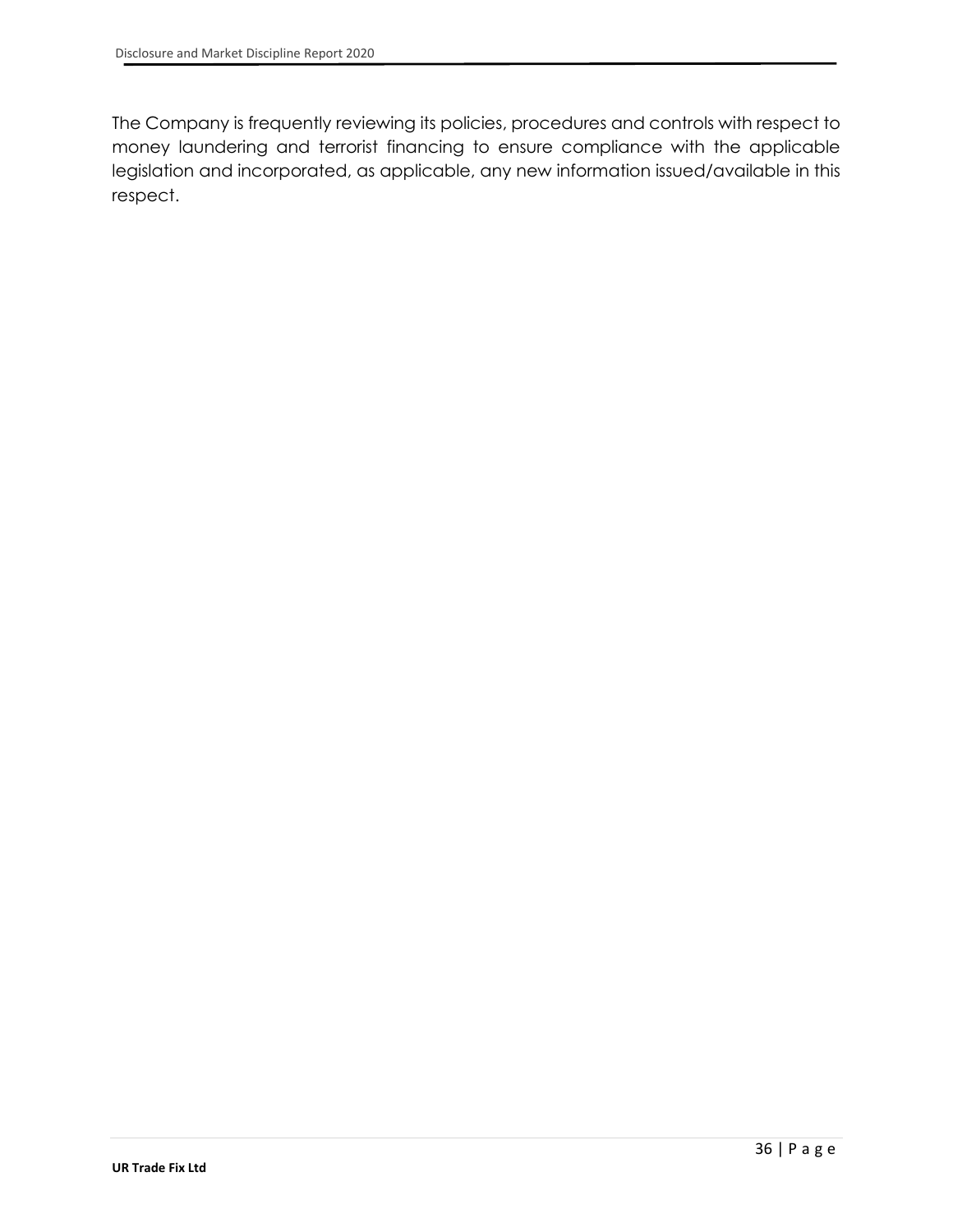The Company is frequently reviewing its policies, procedures and controls with respect to money laundering and terrorist financing to ensure compliance with the applicable legislation and incorporated, as applicable, any new information issued/available in this respect.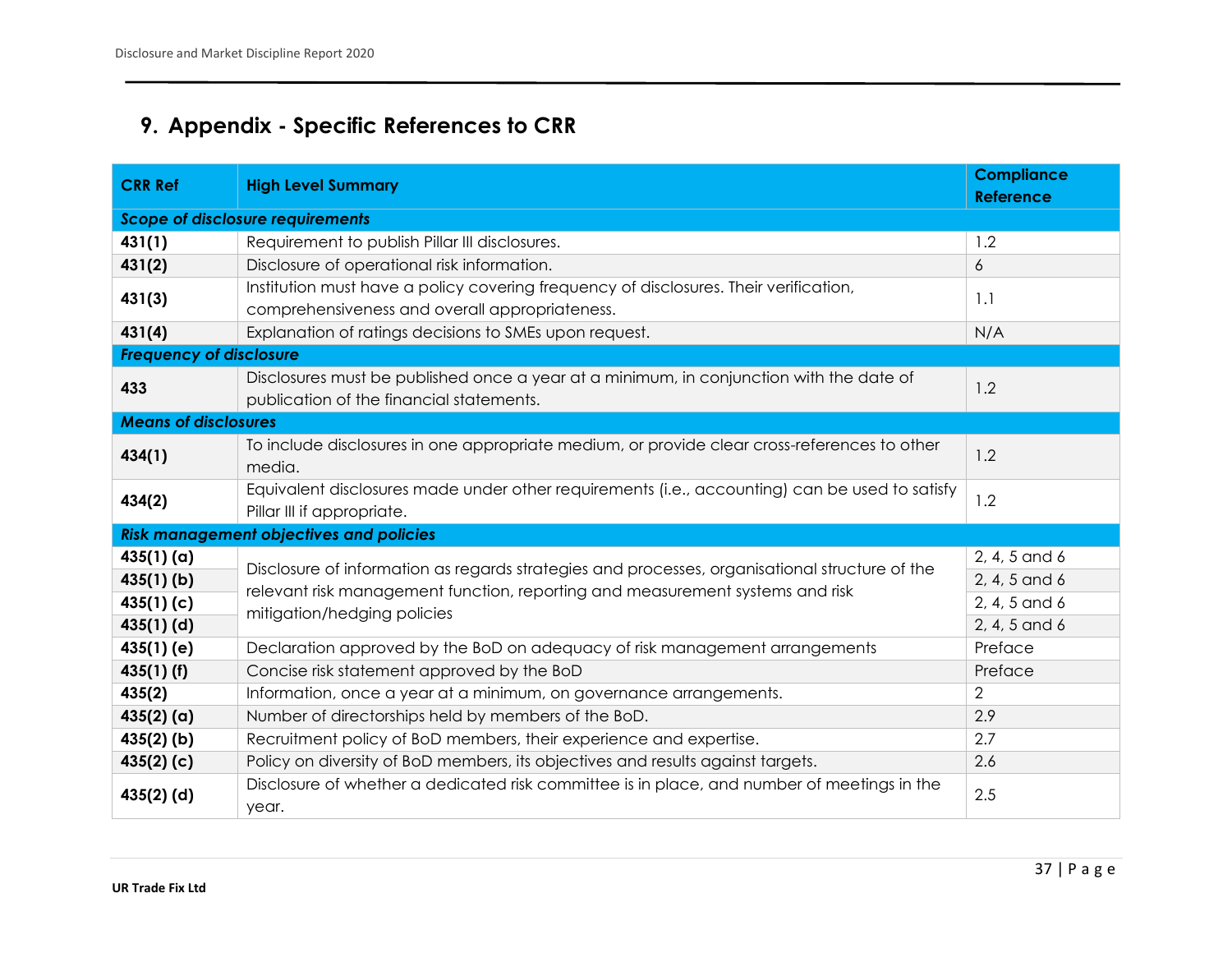# 9. Appendix - Specific References to CRR

| CRR Ref | High Level Summary | Compliance Reference |
|---|---|---|
| ***Scope of disclosure requirements*** | | |
| **431(1)** | Requirement to publish Pillar III disclosures. | 1.2 |
| **431(2)** | Disclosure of operational risk information. | 6 |
| **431(3)** | Institution must have a policy covering frequency of disclosures. Their verification, comprehensiveness and overall appropriateness. | 1.1 |
| **431(4)** | Explanation of ratings decisions to SMEs upon request. | N/A |
| ***Frequency of disclosure*** | | |
| **433** | Disclosures must be published once a year at a minimum, in conjunction with the date of publication of the financial statements. | 1.2 |
| ***Means of disclosures*** | | |
| **434(1)** | To include disclosures in one appropriate medium, or provide clear cross-references to other media. | 1.2 |
| **434(2)** | Equivalent disclosures made under other requirements (i.e., accounting) can be used to satisfy Pillar III if appropriate. | 1.2 |
| ***Risk management objectives and policies*** | | |
| **435(1) (a)** | Disclosure of information as regards strategies and processes, organisational structure of the relevant risk management function, reporting and measurement systems and risk mitigation/hedging policies | 2, 4, 5 and 6 |
| **435(1) (b)** | | 2, 4, 5 and 6 |
| **435(1) (c)** | | 2, 4, 5 and 6 |
| **435(1) (d)** | | 2, 4, 5 and 6 |
| **435(1) (e)** | Declaration approved by the BoD on adequacy of risk management arrangements | Preface |
| **435(1) (f)** | Concise risk statement approved by the BoD | Preface |
| **435(2)** | Information, once a year at a minimum, on governance arrangements. | 2 |
| **435(2) (a)** | Number of directorships held by members of the BoD. | 2.9 |
| **435(2) (b)** | Recruitment policy of BoD members, their experience and expertise. | 2.7 |
| **435(2) (c)** | Policy on diversity of BoD members, its objectives and results against targets. | 2.6 |
| **435(2) (d)** | Disclosure of whether a dedicated risk committee is in place, and number of meetings in the year. | 2.5 |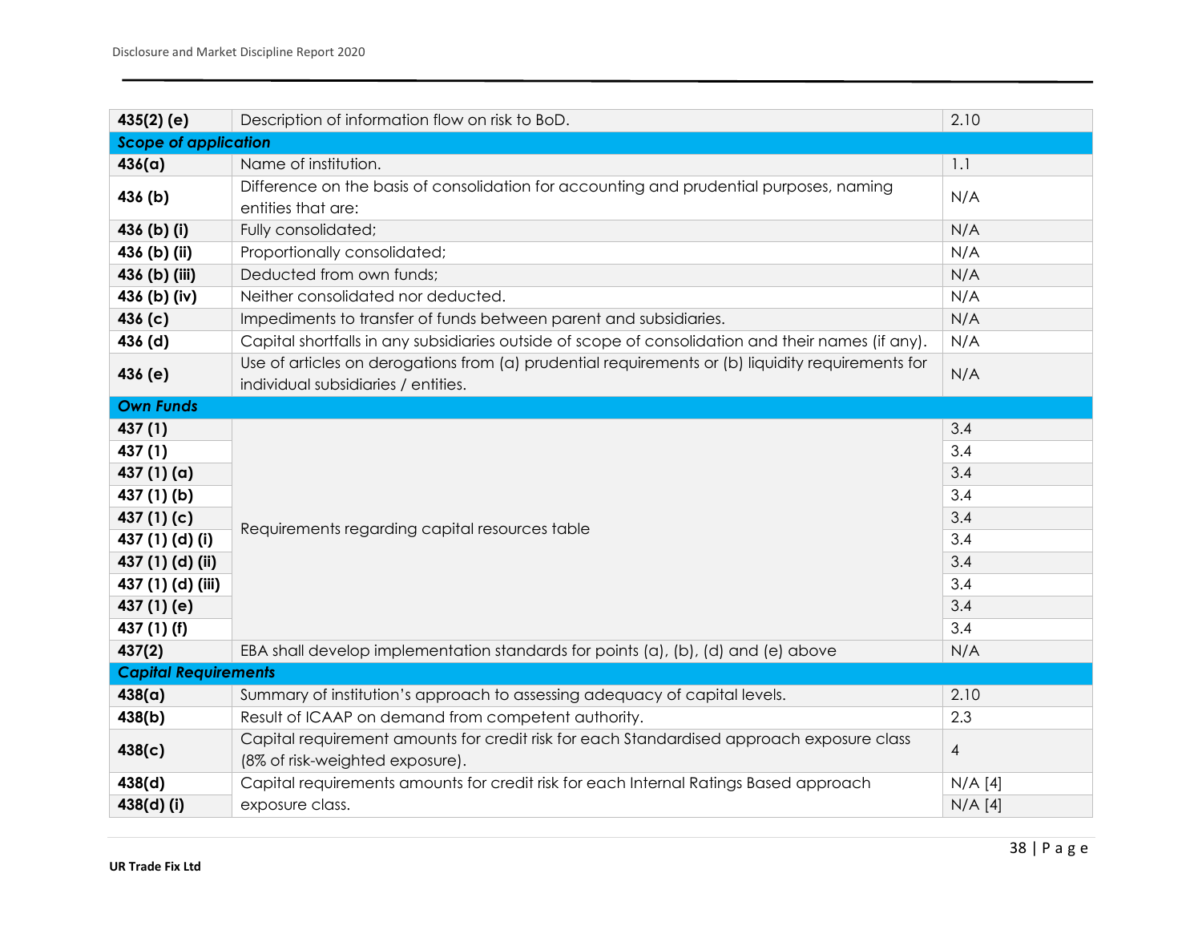| | | |
|---|---|---|
| **435(2) (e)** | Description of information flow on risk to BoD. | 2.10 |
| ***Scope of application*** | | |
| **436(a)** | Name of institution. | 1.1 |
| **436 (b)** | Difference on the basis of consolidation for accounting and prudential purposes, naming entities that are: | N/A |
| **436 (b) (i)** | Fully consolidated; | N/A |
| **436 (b) (ii)** | Proportionally consolidated; | N/A |
| **436 (b) (iii)** | Deducted from own funds; | N/A |
| **436 (b) (iv)** | Neither consolidated nor deducted. | N/A |
| **436 (c)** | Impediments to transfer of funds between parent and subsidiaries. | N/A |
| **436 (d)** | Capital shortfalls in any subsidiaries outside of scope of consolidation and their names (if any). | N/A |
| **436 (e)** | Use of articles on derogations from (a) prudential requirements or (b) liquidity requirements for individual subsidiaries / entities. | N/A |
| ***Own Funds*** | | |
| **437 (1)** | Requirements regarding capital resources table | 3.4 |
| **437 (1)** | | 3.4 |
| **437 (1) (a)** | | 3.4 |
| **437 (1) (b)** | | 3.4 |
| **437 (1) (c)** | | 3.4 |
| **437 (1) (d) (i)** | | 3.4 |
| **437 (1) (d) (ii)** | | 3.4 |
| **437 (1) (d) (iii)** | | 3.4 |
| **437 (1) (e)** | | 3.4 |
| **437 (1) (f)** | | 3.4 |
| **437(2)** | EBA shall develop implementation standards for points (a), (b), (d) and (e) above | N/A |
| ***Capital Requirements*** | | |
| **438(a)** | Summary of institution's approach to assessing adequacy of capital levels. | 2.10 |
| **438(b)** | Result of ICAAP on demand from competent authority. | 2.3 |
| **438(c)** | Capital requirement amounts for credit risk for each Standardised approach exposure class (8% of risk-weighted exposure). | 4 |
| **438(d)** | Capital requirements amounts for credit risk for each Internal Ratings Based approach exposure class. | N/A [4] |
| **438(d) (i)** | | N/A [4] |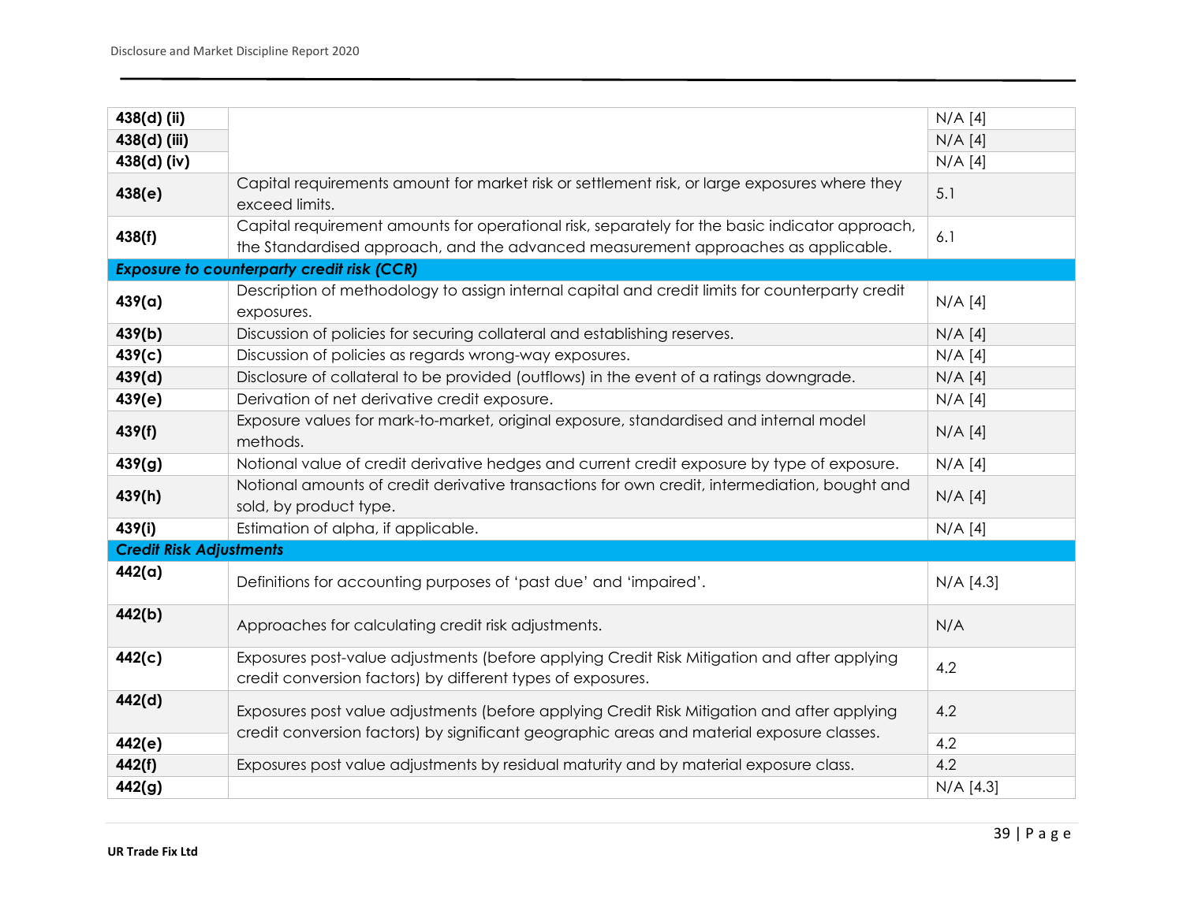| | | |
|---|---|---|
| **438(d) (ii)** | | N/A [4] |
| **438(d) (iii)** | | N/A [4] |
| **438(d) (iv)** | | N/A [4] |
| **438(e)** | Capital requirements amount for market risk or settlement risk, or large exposures where they exceed limits. | 5.1 |
| **438(f)** | Capital requirement amounts for operational risk, separately for the basic indicator approach, the Standardised approach, and the advanced measurement approaches as applicable. | 6.1 |
| ***Exposure to counterparty credit risk (CCR)*** | | |
| **439(a)** | Description of methodology to assign internal capital and credit limits for counterparty credit exposures. | N/A [4] |
| **439(b)** | Discussion of policies for securing collateral and establishing reserves. | N/A [4] |
| **439(c)** | Discussion of policies as regards wrong-way exposures. | N/A [4] |
| **439(d)** | Disclosure of collateral to be provided (outflows) in the event of a ratings downgrade. | N/A [4] |
| **439(e)** | Derivation of net derivative credit exposure. | N/A [4] |
| **439(f)** | Exposure values for mark-to-market, original exposure, standardised and internal model methods. | N/A [4] |
| **439(g)** | Notional value of credit derivative hedges and current credit exposure by type of exposure. | N/A [4] |
| **439(h)** | Notional amounts of credit derivative transactions for own credit, intermediation, bought and sold, by product type. | N/A [4] |
| **439(i)** | Estimation of alpha, if applicable. | N/A [4] |
| ***Credit Risk Adjustments*** | | |
| **442(a)** | Definitions for accounting purposes of 'past due' and 'impaired'. | N/A [4.3] |
| **442(b)** | Approaches for calculating credit risk adjustments. | N/A |
| **442(c)** | Exposures post-value adjustments (before applying Credit Risk Mitigation and after applying credit conversion factors) by different types of exposures. | 4.2 |
| **442(d)** | Exposures post value adjustments (before applying Credit Risk Mitigation and after applying credit conversion factors) by significant geographic areas and material exposure classes. | 4.2 |
| **442(e)** | | 4.2 |
| **442(f)** | Exposures post value adjustments by residual maturity and by material exposure class. | 4.2 |
| **442(g)** | | N/A [4.3] |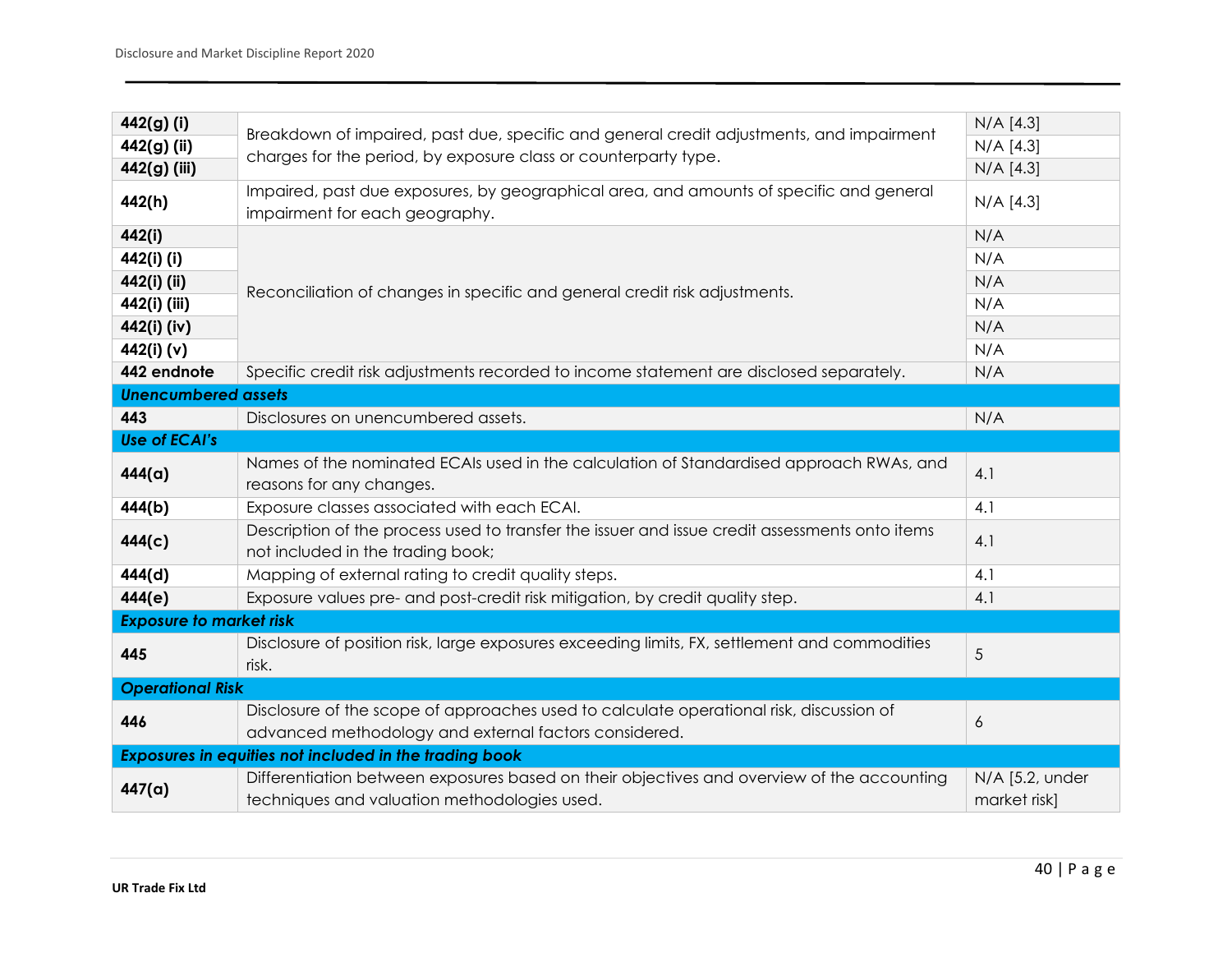| | | |
|---|---|---|
| **442(g) (i)** | Breakdown of impaired, past due, specific and general credit adjustments, and impairment charges for the period, by exposure class or counterparty type. | N/A [4.3] |
| **442(g) (ii)** | | N/A [4.3] |
| **442(g) (iii)** | | N/A [4.3] |
| **442(h)** | Impaired, past due exposures, by geographical area, and amounts of specific and general impairment for each geography. | N/A [4.3] |
| **442(i)** | Reconciliation of changes in specific and general credit risk adjustments. | N/A |
| **442(i) (i)** | | N/A |
| **442(i) (ii)** | | N/A |
| **442(i) (iii)** | | N/A |
| **442(i) (iv)** | | N/A |
| **442(i) (v)** | | N/A |
| **442 endnote** | Specific credit risk adjustments recorded to income statement are disclosed separately. | N/A |
| ***Unencumbered assets*** | | |
| **443** | Disclosures on unencumbered assets. | N/A |
| ***Use of ECAI's*** | | |
| **444(a)** | Names of the nominated ECAIs used in the calculation of Standardised approach RWAs, and reasons for any changes. | 4.1 |
| **444(b)** | Exposure classes associated with each ECAI. | 4.1 |
| **444(c)** | Description of the process used to transfer the issuer and issue credit assessments onto items not included in the trading book; | 4.1 |
| **444(d)** | Mapping of external rating to credit quality steps. | 4.1 |
| **444(e)** | Exposure values pre- and post-credit risk mitigation, by credit quality step. | 4.1 |
| ***Exposure to market risk*** | | |
| **445** | Disclosure of position risk, large exposures exceeding limits, FX, settlement and commodities risk. | 5 |
| ***Operational Risk*** | | |
| **446** | Disclosure of the scope of approaches used to calculate operational risk, discussion of advanced methodology and external factors considered. | 6 |
| ***Exposures in equities not included in the trading book*** | | |
| **447(a)** | Differentiation between exposures based on their objectives and overview of the accounting techniques and valuation methodologies used. | N/A [5.2, under market risk] |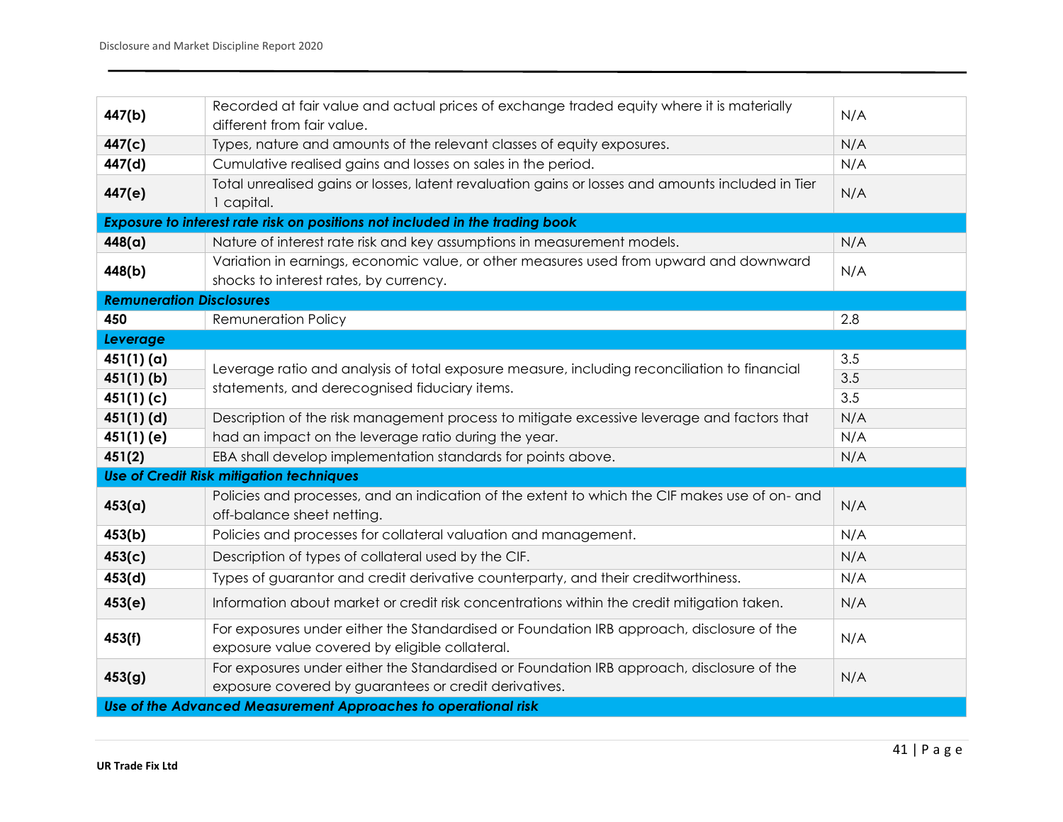| | | |
|---|---|---|
| **447(b)** | Recorded at fair value and actual prices of exchange traded equity where it is materially different from fair value. | N/A |
| **447(c)** | Types, nature and amounts of the relevant classes of equity exposures. | N/A |
| **447(d)** | Cumulative realised gains and losses on sales in the period. | N/A |
| **447(e)** | Total unrealised gains or losses, latent revaluation gains or losses and amounts included in Tier 1 capital. | N/A |
| ***Exposure to interest rate risk on positions not included in the trading book*** | | |
| **448(a)** | Nature of interest rate risk and key assumptions in measurement models. | N/A |
| **448(b)** | Variation in earnings, economic value, or other measures used from upward and downward shocks to interest rates, by currency. | N/A |
| ***Remuneration Disclosures*** | | |
| **450** | Remuneration Policy | 2.8 |
| ***Leverage*** | | |
| **451(1) (a)** | Leverage ratio and analysis of total exposure measure, including reconciliation to financial statements, and derecognised fiduciary items. | 3.5 |
| **451(1) (b)** | | 3.5 |
| **451(1) (c)** | | 3.5 |
| **451(1) (d)** | Description of the risk management process to mitigate excessive leverage and factors that had an impact on the leverage ratio during the year. | N/A |
| **451(1) (e)** | | N/A |
| **451(2)** | EBA shall develop implementation standards for points above. | N/A |
| ***Use of Credit Risk mitigation techniques*** | | |
| **453(a)** | Policies and processes, and an indication of the extent to which the CIF makes use of on- and off-balance sheet netting. | N/A |
| **453(b)** | Policies and processes for collateral valuation and management. | N/A |
| **453(c)** | Description of types of collateral used by the CIF. | N/A |
| **453(d)** | Types of guarantor and credit derivative counterparty, and their creditworthiness. | N/A |
| **453(e)** | Information about market or credit risk concentrations within the credit mitigation taken. | N/A |
| **453(f)** | For exposures under either the Standardised or Foundation IRB approach, disclosure of the exposure value covered by eligible collateral. | N/A |
| **453(g)** | For exposures under either the Standardised or Foundation IRB approach, disclosure of the exposure covered by guarantees or credit derivatives. | N/A |
| ***Use of the Advanced Measurement Approaches to operational risk*** | | |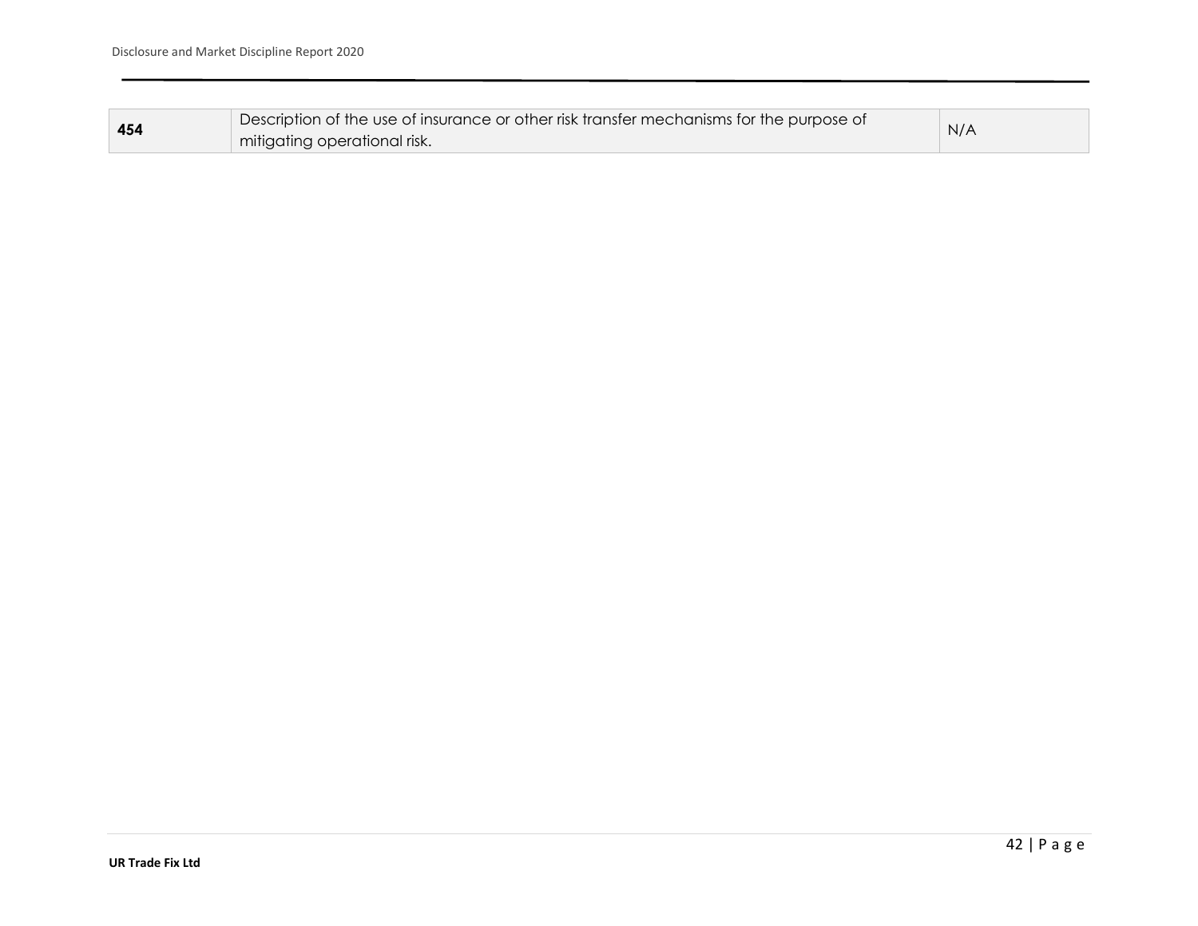| | | |
|---|---|---|
| **454** | Description of the use of insurance or other risk transfer mechanisms for the purpose of mitigating operational risk. | N/A |